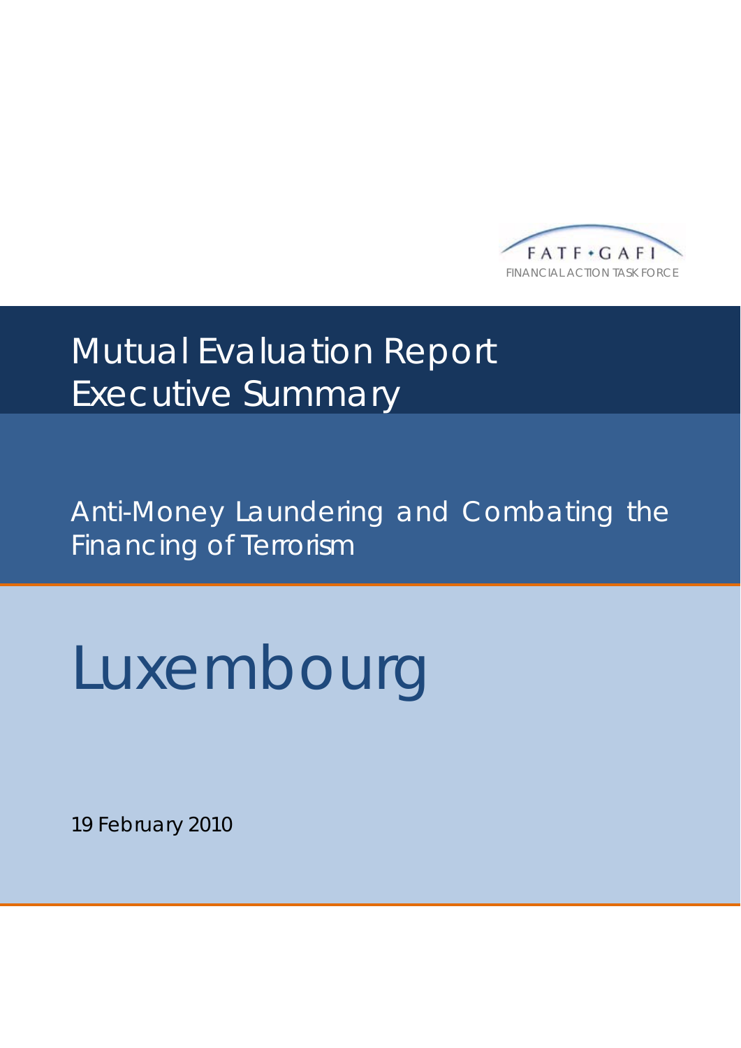FATF • GAFI

FINANCIAL ACTION TASK FORCE

# Mutual Evaluation Report
# Executive Summary

## Anti-Money Laundering and Combating the Financing of Terrorism

# Luxembourg

19 February 2010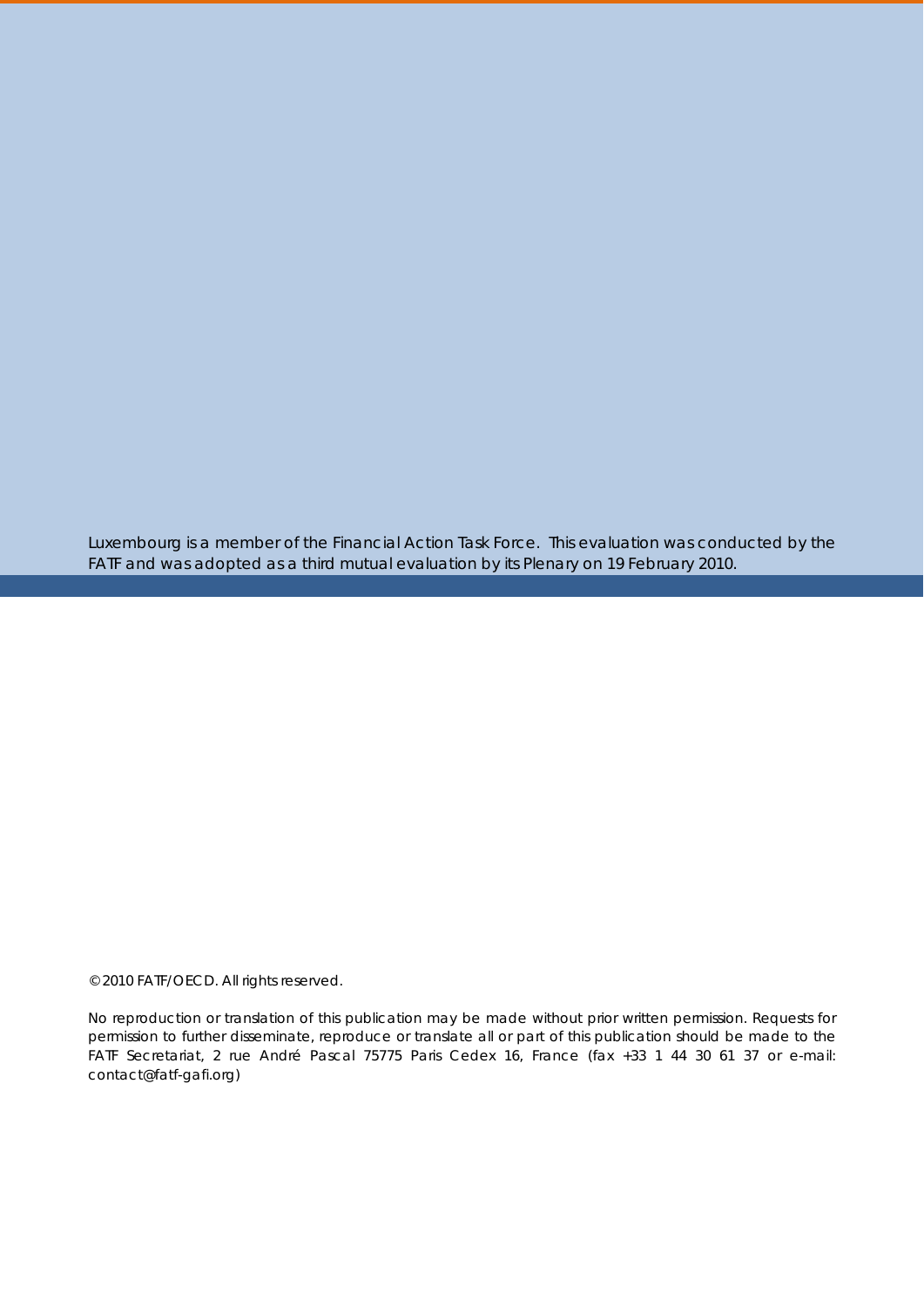Luxembourg is a member of the Financial Action Task Force. This evaluation was conducted by the FATF and was adopted as a third mutual evaluation by its Plenary on 19 February 2010.

© 2010 FATF/OECD. All rights reserved.

No reproduction or translation of this publication may be made without prior written permission. Requests for permission to further disseminate, reproduce or translate all or part of this publication should be made to the FATF Secretariat, 2 rue André Pascal 75775 Paris Cedex 16, France (fax +33 1 44 30 61 37 or e-mail: contact@fatf-gafi.org)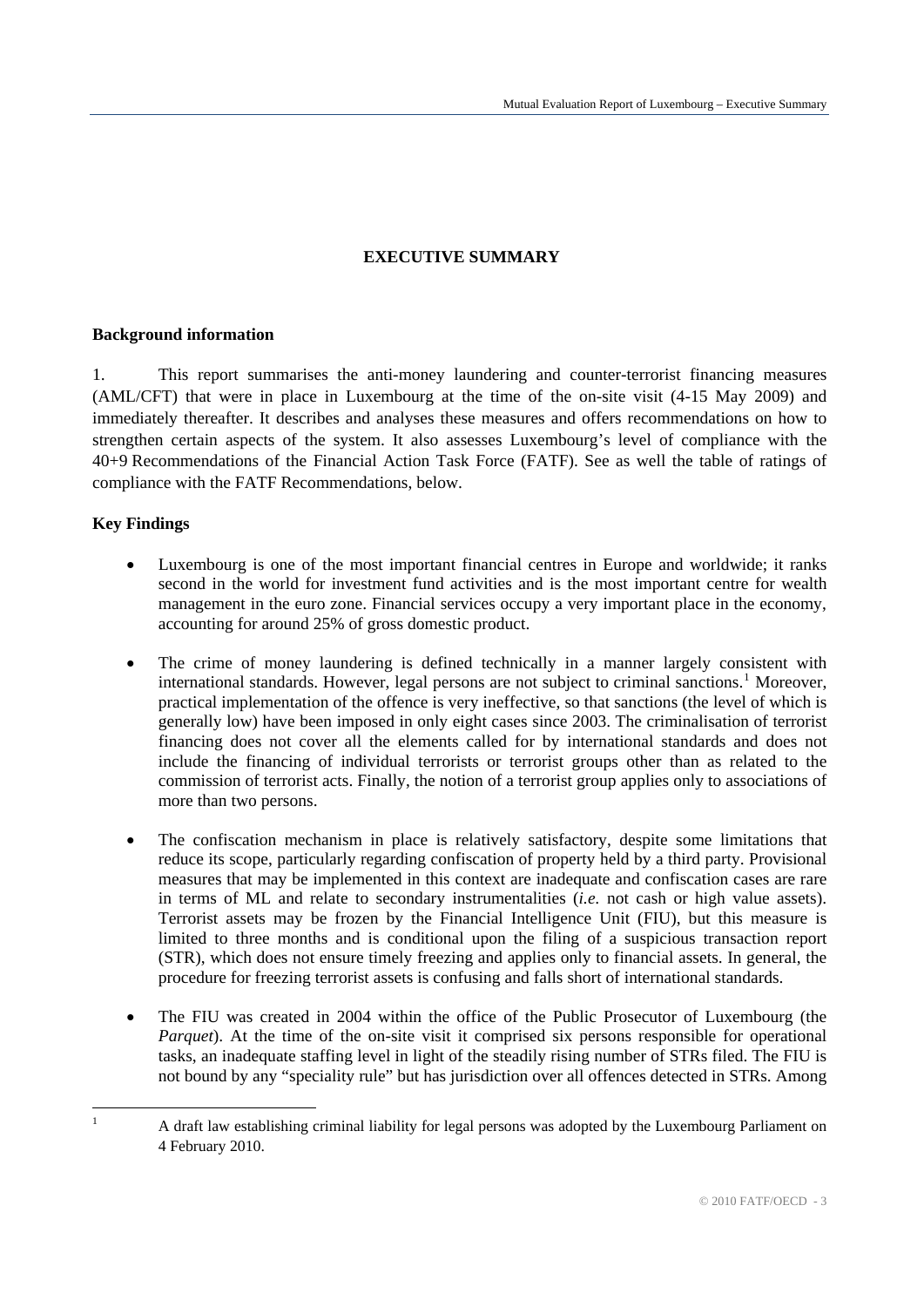# EXECUTIVE SUMMARY

## Background information

1. This report summarises the anti-money laundering and counter-terrorist financing measures (AML/CFT) that were in place in Luxembourg at the time of the on-site visit (4-15 May 2009) and immediately thereafter. It describes and analyses these measures and offers recommendations on how to strengthen certain aspects of the system. It also assesses Luxembourg's level of compliance with the 40+9 Recommendations of the Financial Action Task Force (FATF). See as well the table of ratings of compliance with the FATF Recommendations, below.

## Key Findings

- Luxembourg is one of the most important financial centres in Europe and worldwide; it ranks second in the world for investment fund activities and is the most important centre for wealth management in the euro zone. Financial services occupy a very important place in the economy, accounting for around 25% of gross domestic product.

- The crime of money laundering is defined technically in a manner largely consistent with international standards. However, legal persons are not subject to criminal sanctions.[1] Moreover, practical implementation of the offence is very ineffective, so that sanctions (the level of which is generally low) have been imposed in only eight cases since 2003. The criminalisation of terrorist financing does not cover all the elements called for by international standards and does not include the financing of individual terrorists or terrorist groups other than as related to the commission of terrorist acts. Finally, the notion of a terrorist group applies only to associations of more than two persons.

- The confiscation mechanism in place is relatively satisfactory, despite some limitations that reduce its scope, particularly regarding confiscation of property held by a third party. Provisional measures that may be implemented in this context are inadequate and confiscation cases are rare in terms of ML and relate to secondary instrumentalities (*i.e.* not cash or high value assets). Terrorist assets may be frozen by the Financial Intelligence Unit (FIU), but this measure is limited to three months and is conditional upon the filing of a suspicious transaction report (STR), which does not ensure timely freezing and applies only to financial assets. In general, the procedure for freezing terrorist assets is confusing and falls short of international standards.

- The FIU was created in 2004 within the office of the Public Prosecutor of Luxembourg (the *Parquet*). At the time of the on-site visit it comprised six persons responsible for operational tasks, an inadequate staffing level in light of the steadily rising number of STRs filed. The FIU is not bound by any "speciality rule" but has jurisdiction over all offences detected in STRs. Among

---

[1] A draft law establishing criminal liability for legal persons was adopted by the Luxembourg Parliament on 4 February 2010.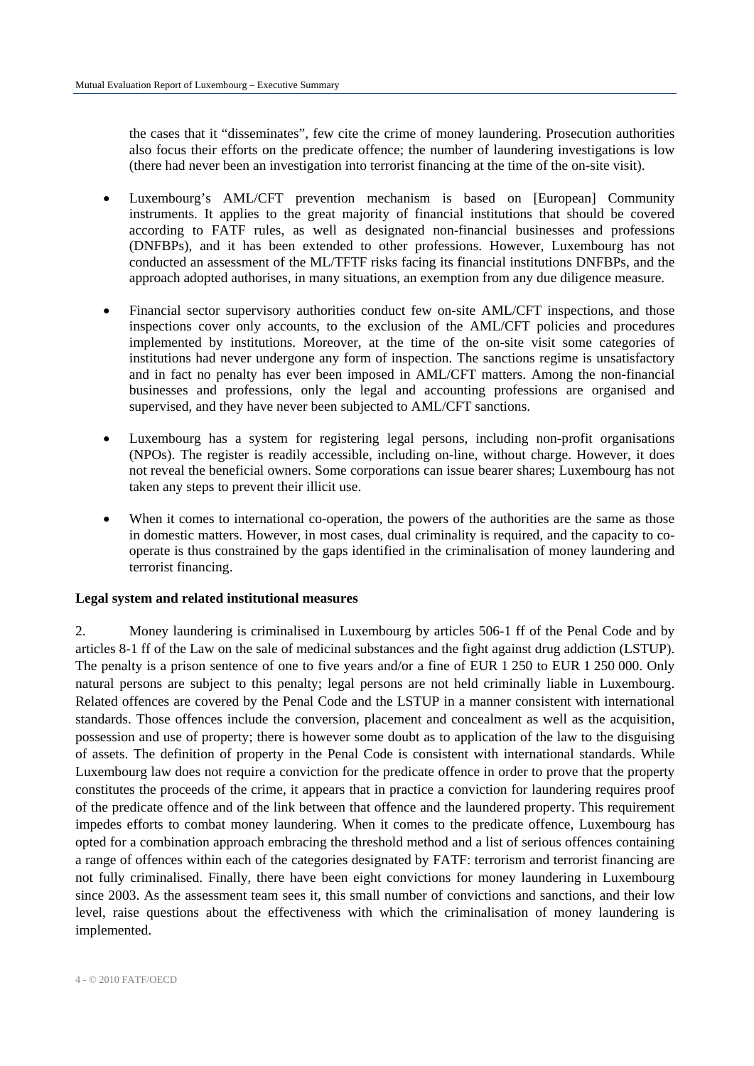the cases that it "disseminates", few cite the crime of money laundering. Prosecution authorities also focus their efforts on the predicate offence; the number of laundering investigations is low (there had never been an investigation into terrorist financing at the time of the on-site visit).

- Luxembourg's AML/CFT prevention mechanism is based on [European] Community instruments. It applies to the great majority of financial institutions that should be covered according to FATF rules, as well as designated non-financial businesses and professions (DNFBPs), and it has been extended to other professions. However, Luxembourg has not conducted an assessment of the ML/TFTF risks facing its financial institutions DNFBPs, and the approach adopted authorises, in many situations, an exemption from any due diligence measure.

- Financial sector supervisory authorities conduct few on-site AML/CFT inspections, and those inspections cover only accounts, to the exclusion of the AML/CFT policies and procedures implemented by institutions. Moreover, at the time of the on-site visit some categories of institutions had never undergone any form of inspection. The sanctions regime is unsatisfactory and in fact no penalty has ever been imposed in AML/CFT matters. Among the non-financial businesses and professions, only the legal and accounting professions are organised and supervised, and they have never been subjected to AML/CFT sanctions.

- Luxembourg has a system for registering legal persons, including non-profit organisations (NPOs). The register is readily accessible, including on-line, without charge. However, it does not reveal the beneficial owners. Some corporations can issue bearer shares; Luxembourg has not taken any steps to prevent their illicit use.

- When it comes to international co-operation, the powers of the authorities are the same as those in domestic matters. However, in most cases, dual criminality is required, and the capacity to co-operate is thus constrained by the gaps identified in the criminalisation of money laundering and terrorist financing.

**Legal system and related institutional measures**

2. Money laundering is criminalised in Luxembourg by articles 506-1 ff of the Penal Code and by articles 8-1 ff of the Law on the sale of medicinal substances and the fight against drug addiction (LSTUP). The penalty is a prison sentence of one to five years and/or a fine of EUR 1 250 to EUR 1 250 000. Only natural persons are subject to this penalty; legal persons are not held criminally liable in Luxembourg. Related offences are covered by the Penal Code and the LSTUP in a manner consistent with international standards. Those offences include the conversion, placement and concealment as well as the acquisition, possession and use of property; there is however some doubt as to application of the law to the disguising of assets. The definition of property in the Penal Code is consistent with international standards. While Luxembourg law does not require a conviction for the predicate offence in order to prove that the property constitutes the proceeds of the crime, it appears that in practice a conviction for laundering requires proof of the predicate offence and of the link between that offence and the laundered property. This requirement impedes efforts to combat money laundering. When it comes to the predicate offence, Luxembourg has opted for a combination approach embracing the threshold method and a list of serious offences containing a range of offences within each of the categories designated by FATF: terrorism and terrorist financing are not fully criminalised. Finally, there have been eight convictions for money laundering in Luxembourg since 2003. As the assessment team sees it, this small number of convictions and sanctions, and their low level, raise questions about the effectiveness with which the criminalisation of money laundering is implemented.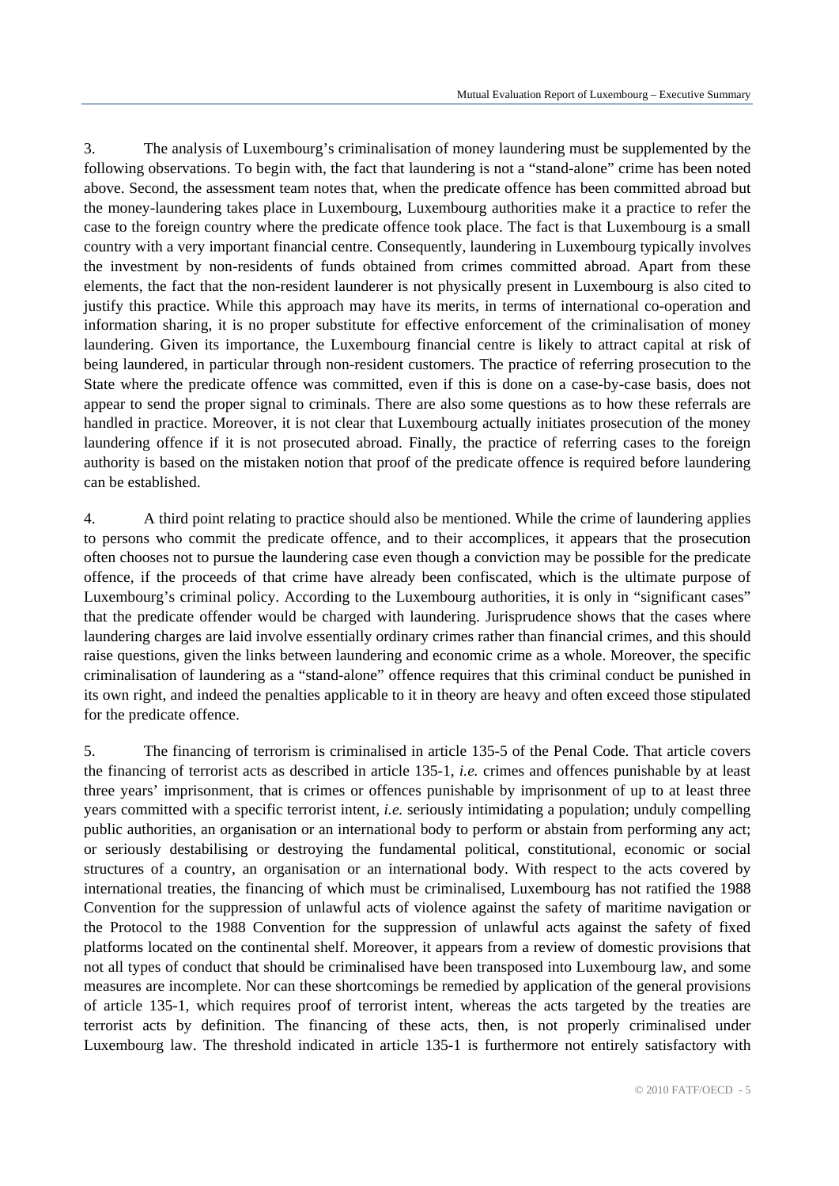3. The analysis of Luxembourg's criminalisation of money laundering must be supplemented by the following observations. To begin with, the fact that laundering is not a "stand-alone" crime has been noted above. Second, the assessment team notes that, when the predicate offence has been committed abroad but the money-laundering takes place in Luxembourg, Luxembourg authorities make it a practice to refer the case to the foreign country where the predicate offence took place. The fact is that Luxembourg is a small country with a very important financial centre. Consequently, laundering in Luxembourg typically involves the investment by non-residents of funds obtained from crimes committed abroad. Apart from these elements, the fact that the non-resident launderer is not physically present in Luxembourg is also cited to justify this practice. While this approach may have its merits, in terms of international co-operation and information sharing, it is no proper substitute for effective enforcement of the criminalisation of money laundering. Given its importance, the Luxembourg financial centre is likely to attract capital at risk of being laundered, in particular through non-resident customers. The practice of referring prosecution to the State where the predicate offence was committed, even if this is done on a case-by-case basis, does not appear to send the proper signal to criminals. There are also some questions as to how these referrals are handled in practice. Moreover, it is not clear that Luxembourg actually initiates prosecution of the money laundering offence if it is not prosecuted abroad. Finally, the practice of referring cases to the foreign authority is based on the mistaken notion that proof of the predicate offence is required before laundering can be established.

4. A third point relating to practice should also be mentioned. While the crime of laundering applies to persons who commit the predicate offence, and to their accomplices, it appears that the prosecution often chooses not to pursue the laundering case even though a conviction may be possible for the predicate offence, if the proceeds of that crime have already been confiscated, which is the ultimate purpose of Luxembourg's criminal policy. According to the Luxembourg authorities, it is only in "significant cases" that the predicate offender would be charged with laundering. Jurisprudence shows that the cases where laundering charges are laid involve essentially ordinary crimes rather than financial crimes, and this should raise questions, given the links between laundering and economic crime as a whole. Moreover, the specific criminalisation of laundering as a "stand-alone" offence requires that this criminal conduct be punished in its own right, and indeed the penalties applicable to it in theory are heavy and often exceed those stipulated for the predicate offence.

5. The financing of terrorism is criminalised in article 135-5 of the Penal Code. That article covers the financing of terrorist acts as described in article 135-1, *i.e.* crimes and offences punishable by at least three years' imprisonment, that is crimes or offences punishable by imprisonment of up to at least three years committed with a specific terrorist intent, *i.e.* seriously intimidating a population; unduly compelling public authorities, an organisation or an international body to perform or abstain from performing any act; or seriously destabilising or destroying the fundamental political, constitutional, economic or social structures of a country, an organisation or an international body. With respect to the acts covered by international treaties, the financing of which must be criminalised, Luxembourg has not ratified the 1988 Convention for the suppression of unlawful acts of violence against the safety of maritime navigation or the Protocol to the 1988 Convention for the suppression of unlawful acts against the safety of fixed platforms located on the continental shelf. Moreover, it appears from a review of domestic provisions that not all types of conduct that should be criminalised have been transposed into Luxembourg law, and some measures are incomplete. Nor can these shortcomings be remedied by application of the general provisions of article 135-1, which requires proof of terrorist intent, whereas the acts targeted by the treaties are terrorist acts by definition. The financing of these acts, then, is not properly criminalised under Luxembourg law. The threshold indicated in article 135-1 is furthermore not entirely satisfactory with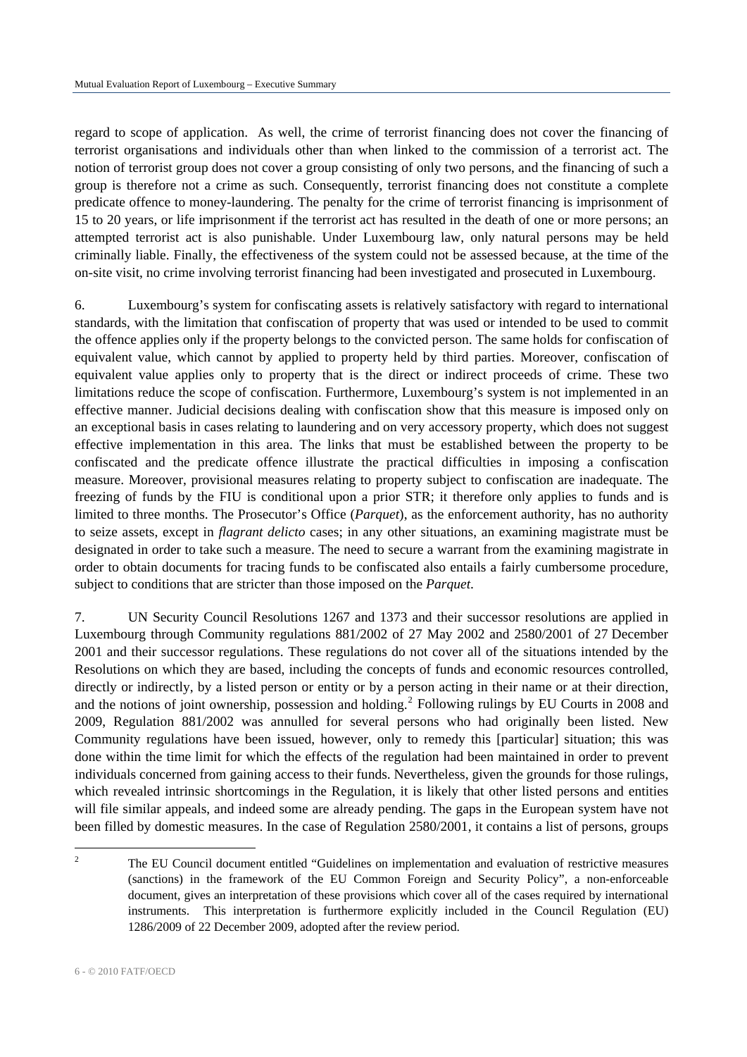regard to scope of application. As well, the crime of terrorist financing does not cover the financing of terrorist organisations and individuals other than when linked to the commission of a terrorist act. The notion of terrorist group does not cover a group consisting of only two persons, and the financing of such a group is therefore not a crime as such. Consequently, terrorist financing does not constitute a complete predicate offence to money-laundering. The penalty for the crime of terrorist financing is imprisonment of 15 to 20 years, or life imprisonment if the terrorist act has resulted in the death of one or more persons; an attempted terrorist act is also punishable. Under Luxembourg law, only natural persons may be held criminally liable. Finally, the effectiveness of the system could not be assessed because, at the time of the on-site visit, no crime involving terrorist financing had been investigated and prosecuted in Luxembourg.

6. Luxembourg's system for confiscating assets is relatively satisfactory with regard to international standards, with the limitation that confiscation of property that was used or intended to be used to commit the offence applies only if the property belongs to the convicted person. The same holds for confiscation of equivalent value, which cannot by applied to property held by third parties. Moreover, confiscation of equivalent value applies only to property that is the direct or indirect proceeds of crime. These two limitations reduce the scope of confiscation. Furthermore, Luxembourg's system is not implemented in an effective manner. Judicial decisions dealing with confiscation show that this measure is imposed only on an exceptional basis in cases relating to laundering and on very accessory property, which does not suggest effective implementation in this area. The links that must be established between the property to be confiscated and the predicate offence illustrate the practical difficulties in imposing a confiscation measure. Moreover, provisional measures relating to property subject to confiscation are inadequate. The freezing of funds by the FIU is conditional upon a prior STR; it therefore only applies to funds and is limited to three months. The Prosecutor's Office (*Parquet*), as the enforcement authority, has no authority to seize assets, except in *flagrant delicto* cases; in any other situations, an examining magistrate must be designated in order to take such a measure. The need to secure a warrant from the examining magistrate in order to obtain documents for tracing funds to be confiscated also entails a fairly cumbersome procedure, subject to conditions that are stricter than those imposed on the *Parquet*.

7. UN Security Council Resolutions 1267 and 1373 and their successor resolutions are applied in Luxembourg through Community regulations 881/2002 of 27 May 2002 and 2580/2001 of 27 December 2001 and their successor regulations. These regulations do not cover all of the situations intended by the Resolutions on which they are based, including the concepts of funds and economic resources controlled, directly or indirectly, by a listed person or entity or by a person acting in their name or at their direction, and the notions of joint ownership, possession and holding.[2] Following rulings by EU Courts in 2008 and 2009, Regulation 881/2002 was annulled for several persons who had originally been listed. New Community regulations have been issued, however, only to remedy this [particular] situation; this was done within the time limit for which the effects of the regulation had been maintained in order to prevent individuals concerned from gaining access to their funds. Nevertheless, given the grounds for those rulings, which revealed intrinsic shortcomings in the Regulation, it is likely that other listed persons and entities will file similar appeals, and indeed some are already pending. The gaps in the European system have not been filled by domestic measures. In the case of Regulation 2580/2001, it contains a list of persons, groups

[2] The EU Council document entitled "Guidelines on implementation and evaluation of restrictive measures (sanctions) in the framework of the EU Common Foreign and Security Policy", a non-enforceable document, gives an interpretation of these provisions which cover all of the cases required by international instruments. This interpretation is furthermore explicitly included in the Council Regulation (EU) 1286/2009 of 22 December 2009, adopted after the review period.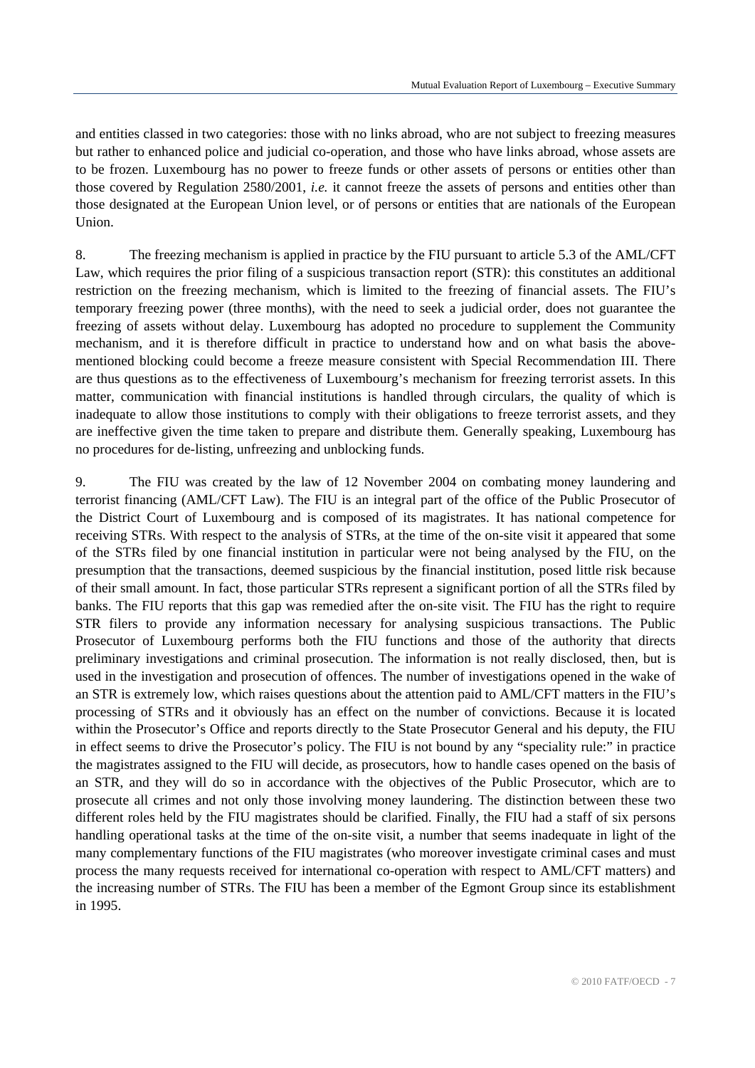and entities classed in two categories: those with no links abroad, who are not subject to freezing measures but rather to enhanced police and judicial co-operation, and those who have links abroad, whose assets are to be frozen. Luxembourg has no power to freeze funds or other assets of persons or entities other than those covered by Regulation 2580/2001, *i.e.* it cannot freeze the assets of persons and entities other than those designated at the European Union level, or of persons or entities that are nationals of the European Union.

8. The freezing mechanism is applied in practice by the FIU pursuant to article 5.3 of the AML/CFT Law, which requires the prior filing of a suspicious transaction report (STR): this constitutes an additional restriction on the freezing mechanism, which is limited to the freezing of financial assets. The FIU's temporary freezing power (three months), with the need to seek a judicial order, does not guarantee the freezing of assets without delay. Luxembourg has adopted no procedure to supplement the Community mechanism, and it is therefore difficult in practice to understand how and on what basis the above-mentioned blocking could become a freeze measure consistent with Special Recommendation III. There are thus questions as to the effectiveness of Luxembourg's mechanism for freezing terrorist assets. In this matter, communication with financial institutions is handled through circulars, the quality of which is inadequate to allow those institutions to comply with their obligations to freeze terrorist assets, and they are ineffective given the time taken to prepare and distribute them. Generally speaking, Luxembourg has no procedures for de-listing, unfreezing and unblocking funds.

9. The FIU was created by the law of 12 November 2004 on combating money laundering and terrorist financing (AML/CFT Law). The FIU is an integral part of the office of the Public Prosecutor of the District Court of Luxembourg and is composed of its magistrates. It has national competence for receiving STRs. With respect to the analysis of STRs, at the time of the on-site visit it appeared that some of the STRs filed by one financial institution in particular were not being analysed by the FIU, on the presumption that the transactions, deemed suspicious by the financial institution, posed little risk because of their small amount. In fact, those particular STRs represent a significant portion of all the STRs filed by banks. The FIU reports that this gap was remedied after the on-site visit. The FIU has the right to require STR filers to provide any information necessary for analysing suspicious transactions. The Public Prosecutor of Luxembourg performs both the FIU functions and those of the authority that directs preliminary investigations and criminal prosecution. The information is not really disclosed, then, but is used in the investigation and prosecution of offences. The number of investigations opened in the wake of an STR is extremely low, which raises questions about the attention paid to AML/CFT matters in the FIU's processing of STRs and it obviously has an effect on the number of convictions. Because it is located within the Prosecutor's Office and reports directly to the State Prosecutor General and his deputy, the FIU in effect seems to drive the Prosecutor's policy. The FIU is not bound by any "speciality rule:" in practice the magistrates assigned to the FIU will decide, as prosecutors, how to handle cases opened on the basis of an STR, and they will do so in accordance with the objectives of the Public Prosecutor, which are to prosecute all crimes and not only those involving money laundering. The distinction between these two different roles held by the FIU magistrates should be clarified. Finally, the FIU had a staff of six persons handling operational tasks at the time of the on-site visit, a number that seems inadequate in light of the many complementary functions of the FIU magistrates (who moreover investigate criminal cases and must process the many requests received for international co-operation with respect to AML/CFT matters) and the increasing number of STRs. The FIU has been a member of the Egmont Group since its establishment in 1995.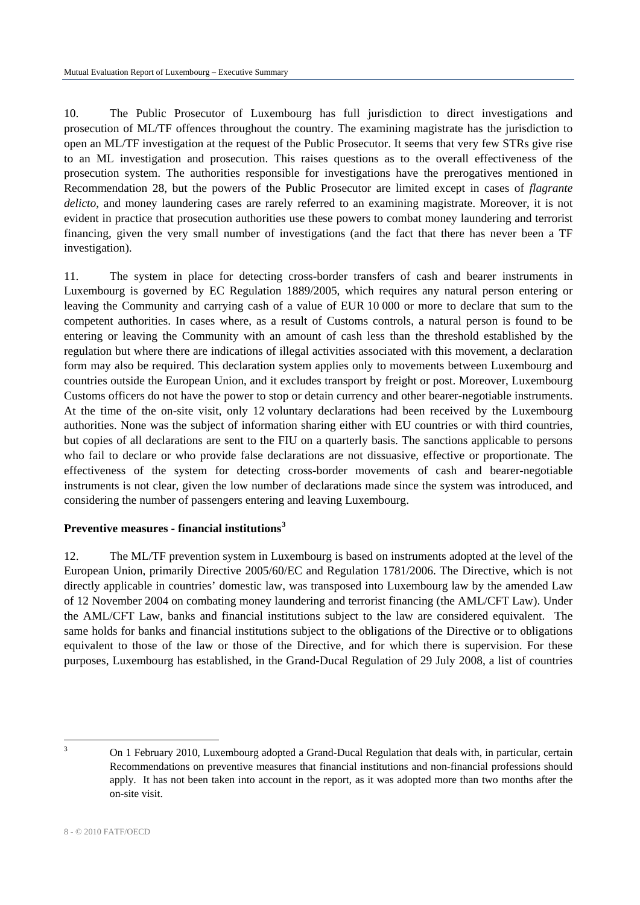10. The Public Prosecutor of Luxembourg has full jurisdiction to direct investigations and prosecution of ML/TF offences throughout the country. The examining magistrate has the jurisdiction to open an ML/TF investigation at the request of the Public Prosecutor. It seems that very few STRs give rise to an ML investigation and prosecution. This raises questions as to the overall effectiveness of the prosecution system. The authorities responsible for investigations have the prerogatives mentioned in Recommendation 28, but the powers of the Public Prosecutor are limited except in cases of *flagrante delicto*, and money laundering cases are rarely referred to an examining magistrate. Moreover, it is not evident in practice that prosecution authorities use these powers to combat money laundering and terrorist financing, given the very small number of investigations (and the fact that there has never been a TF investigation).

11. The system in place for detecting cross-border transfers of cash and bearer instruments in Luxembourg is governed by EC Regulation 1889/2005, which requires any natural person entering or leaving the Community and carrying cash of a value of EUR 10 000 or more to declare that sum to the competent authorities. In cases where, as a result of Customs controls, a natural person is found to be entering or leaving the Community with an amount of cash less than the threshold established by the regulation but where there are indications of illegal activities associated with this movement, a declaration form may also be required. This declaration system applies only to movements between Luxembourg and countries outside the European Union, and it excludes transport by freight or post. Moreover, Luxembourg Customs officers do not have the power to stop or detain currency and other bearer-negotiable instruments. At the time of the on-site visit, only 12 voluntary declarations had been received by the Luxembourg authorities. None was the subject of information sharing either with EU countries or with third countries, but copies of all declarations are sent to the FIU on a quarterly basis. The sanctions applicable to persons who fail to declare or who provide false declarations are not dissuasive, effective or proportionate. The effectiveness of the system for detecting cross-border movements of cash and bearer-negotiable instruments is not clear, given the low number of declarations made since the system was introduced, and considering the number of passengers entering and leaving Luxembourg.

**Preventive measures - financial institutions[3]**

12. The ML/TF prevention system in Luxembourg is based on instruments adopted at the level of the European Union, primarily Directive 2005/60/EC and Regulation 1781/2006. The Directive, which is not directly applicable in countries' domestic law, was transposed into Luxembourg law by the amended Law of 12 November 2004 on combating money laundering and terrorist financing (the AML/CFT Law). Under the AML/CFT Law, banks and financial institutions subject to the law are considered equivalent. The same holds for banks and financial institutions subject to the obligations of the Directive or to obligations equivalent to those of the law or those of the Directive, and for which there is supervision. For these purposes, Luxembourg has established, in the Grand-Ducal Regulation of 29 July 2008, a list of countries

[3] On 1 February 2010, Luxembourg adopted a Grand-Ducal Regulation that deals with, in particular, certain Recommendations on preventive measures that financial institutions and non-financial professions should apply. It has not been taken into account in the report, as it was adopted more than two months after the on-site visit.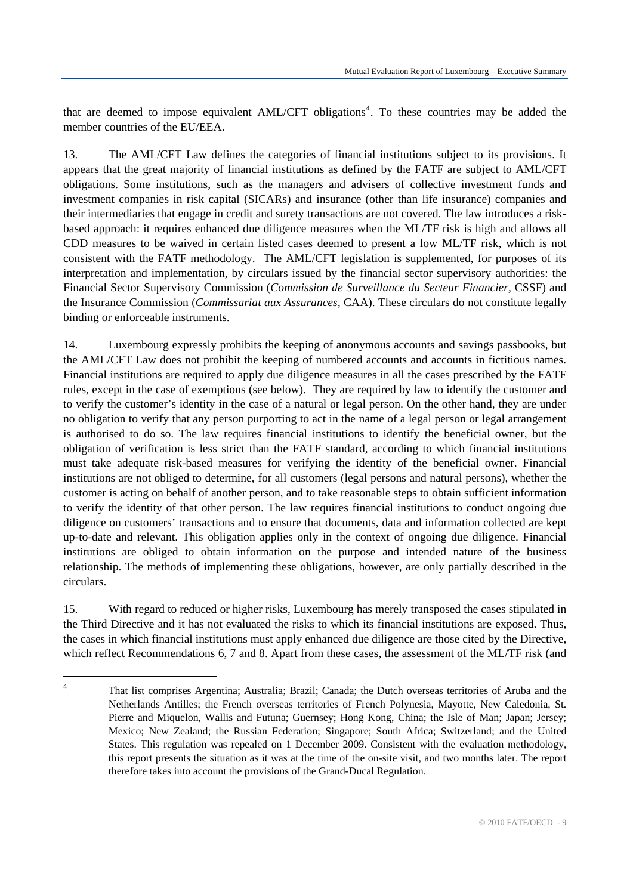that are deemed to impose equivalent AML/CFT obligations[4]. To these countries may be added the member countries of the EU/EEA.

13. The AML/CFT Law defines the categories of financial institutions subject to its provisions. It appears that the great majority of financial institutions as defined by the FATF are subject to AML/CFT obligations. Some institutions, such as the managers and advisers of collective investment funds and investment companies in risk capital (SICARs) and insurance (other than life insurance) companies and their intermediaries that engage in credit and surety transactions are not covered. The law introduces a risk-based approach: it requires enhanced due diligence measures when the ML/TF risk is high and allows all CDD measures to be waived in certain listed cases deemed to present a low ML/TF risk, which is not consistent with the FATF methodology. The AML/CFT legislation is supplemented, for purposes of its interpretation and implementation, by circulars issued by the financial sector supervisory authorities: the Financial Sector Supervisory Commission (*Commission de Surveillance du Secteur Financier*, CSSF) and the Insurance Commission (*Commissariat aux Assurances*, CAA). These circulars do not constitute legally binding or enforceable instruments.

14. Luxembourg expressly prohibits the keeping of anonymous accounts and savings passbooks, but the AML/CFT Law does not prohibit the keeping of numbered accounts and accounts in fictitious names. Financial institutions are required to apply due diligence measures in all the cases prescribed by the FATF rules, except in the case of exemptions (see below). They are required by law to identify the customer and to verify the customer's identity in the case of a natural or legal person. On the other hand, they are under no obligation to verify that any person purporting to act in the name of a legal person or legal arrangement is authorised to do so. The law requires financial institutions to identify the beneficial owner, but the obligation of verification is less strict than the FATF standard, according to which financial institutions must take adequate risk-based measures for verifying the identity of the beneficial owner. Financial institutions are not obliged to determine, for all customers (legal persons and natural persons), whether the customer is acting on behalf of another person, and to take reasonable steps to obtain sufficient information to verify the identity of that other person. The law requires financial institutions to conduct ongoing due diligence on customers' transactions and to ensure that documents, data and information collected are kept up-to-date and relevant. This obligation applies only in the context of ongoing due diligence. Financial institutions are obliged to obtain information on the purpose and intended nature of the business relationship. The methods of implementing these obligations, however, are only partially described in the circulars.

15. With regard to reduced or higher risks, Luxembourg has merely transposed the cases stipulated in the Third Directive and it has not evaluated the risks to which its financial institutions are exposed. Thus, the cases in which financial institutions must apply enhanced due diligence are those cited by the Directive, which reflect Recommendations 6, 7 and 8. Apart from these cases, the assessment of the ML/TF risk (and

---

[4] That list comprises Argentina; Australia; Brazil; Canada; the Dutch overseas territories of Aruba and the Netherlands Antilles; the French overseas territories of French Polynesia, Mayotte, New Caledonia, St. Pierre and Miquelon, Wallis and Futuna; Guernsey; Hong Kong, China; the Isle of Man; Japan; Jersey; Mexico; New Zealand; the Russian Federation; Singapore; South Africa; Switzerland; and the United States. This regulation was repealed on 1 December 2009. Consistent with the evaluation methodology, this report presents the situation as it was at the time of the on-site visit, and two months later. The report therefore takes into account the provisions of the Grand-Ducal Regulation.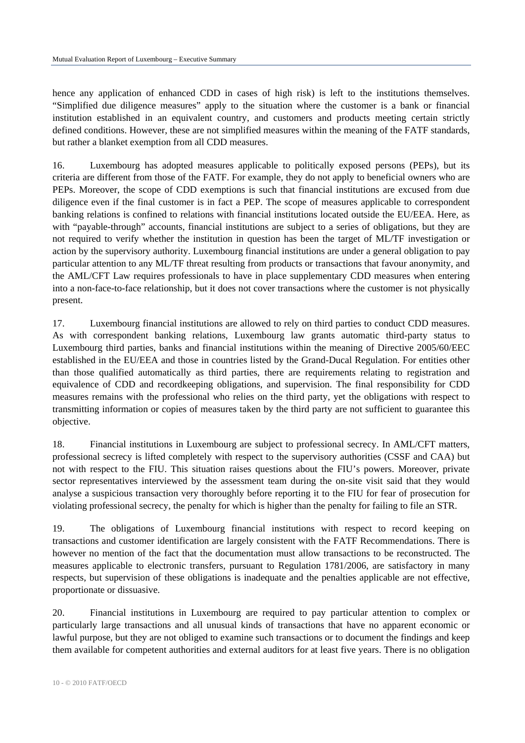hence any application of enhanced CDD in cases of high risk) is left to the institutions themselves. "Simplified due diligence measures" apply to the situation where the customer is a bank or financial institution established in an equivalent country, and customers and products meeting certain strictly defined conditions. However, these are not simplified measures within the meaning of the FATF standards, but rather a blanket exemption from all CDD measures.

16. Luxembourg has adopted measures applicable to politically exposed persons (PEPs), but its criteria are different from those of the FATF. For example, they do not apply to beneficial owners who are PEPs. Moreover, the scope of CDD exemptions is such that financial institutions are excused from due diligence even if the final customer is in fact a PEP. The scope of measures applicable to correspondent banking relations is confined to relations with financial institutions located outside the EU/EEA. Here, as with "payable-through" accounts, financial institutions are subject to a series of obligations, but they are not required to verify whether the institution in question has been the target of ML/TF investigation or action by the supervisory authority. Luxembourg financial institutions are under a general obligation to pay particular attention to any ML/TF threat resulting from products or transactions that favour anonymity, and the AML/CFT Law requires professionals to have in place supplementary CDD measures when entering into a non-face-to-face relationship, but it does not cover transactions where the customer is not physically present.

17. Luxembourg financial institutions are allowed to rely on third parties to conduct CDD measures. As with correspondent banking relations, Luxembourg law grants automatic third-party status to Luxembourg third parties, banks and financial institutions within the meaning of Directive 2005/60/EEC established in the EU/EEA and those in countries listed by the Grand-Ducal Regulation. For entities other than those qualified automatically as third parties, there are requirements relating to registration and equivalence of CDD and recordkeeping obligations, and supervision. The final responsibility for CDD measures remains with the professional who relies on the third party, yet the obligations with respect to transmitting information or copies of measures taken by the third party are not sufficient to guarantee this objective.

18. Financial institutions in Luxembourg are subject to professional secrecy. In AML/CFT matters, professional secrecy is lifted completely with respect to the supervisory authorities (CSSF and CAA) but not with respect to the FIU. This situation raises questions about the FIU's powers. Moreover, private sector representatives interviewed by the assessment team during the on-site visit said that they would analyse a suspicious transaction very thoroughly before reporting it to the FIU for fear of prosecution for violating professional secrecy, the penalty for which is higher than the penalty for failing to file an STR.

19. The obligations of Luxembourg financial institutions with respect to record keeping on transactions and customer identification are largely consistent with the FATF Recommendations. There is however no mention of the fact that the documentation must allow transactions to be reconstructed. The measures applicable to electronic transfers, pursuant to Regulation 1781/2006, are satisfactory in many respects, but supervision of these obligations is inadequate and the penalties applicable are not effective, proportionate or dissuasive.

20. Financial institutions in Luxembourg are required to pay particular attention to complex or particularly large transactions and all unusual kinds of transactions that have no apparent economic or lawful purpose, but they are not obliged to examine such transactions or to document the findings and keep them available for competent authorities and external auditors for at least five years. There is no obligation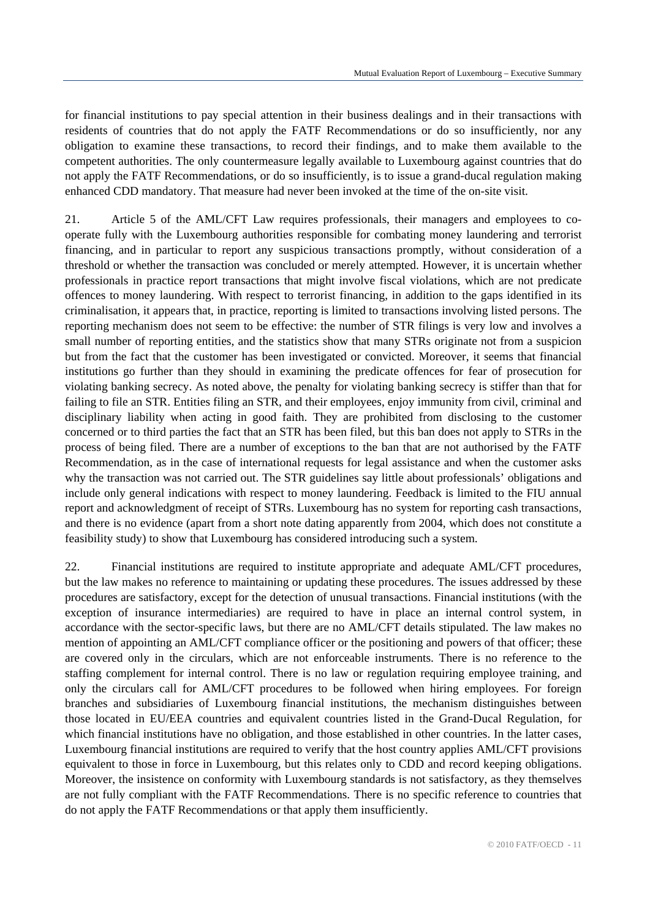for financial institutions to pay special attention in their business dealings and in their transactions with residents of countries that do not apply the FATF Recommendations or do so insufficiently, nor any obligation to examine these transactions, to record their findings, and to make them available to the competent authorities. The only countermeasure legally available to Luxembourg against countries that do not apply the FATF Recommendations, or do so insufficiently, is to issue a grand-ducal regulation making enhanced CDD mandatory. That measure had never been invoked at the time of the on-site visit.

21. Article 5 of the AML/CFT Law requires professionals, their managers and employees to co-operate fully with the Luxembourg authorities responsible for combating money laundering and terrorist financing, and in particular to report any suspicious transactions promptly, without consideration of a threshold or whether the transaction was concluded or merely attempted. However, it is uncertain whether professionals in practice report transactions that might involve fiscal violations, which are not predicate offences to money laundering. With respect to terrorist financing, in addition to the gaps identified in its criminalisation, it appears that, in practice, reporting is limited to transactions involving listed persons. The reporting mechanism does not seem to be effective: the number of STR filings is very low and involves a small number of reporting entities, and the statistics show that many STRs originate not from a suspicion but from the fact that the customer has been investigated or convicted. Moreover, it seems that financial institutions go further than they should in examining the predicate offences for fear of prosecution for violating banking secrecy. As noted above, the penalty for violating banking secrecy is stiffer than that for failing to file an STR. Entities filing an STR, and their employees, enjoy immunity from civil, criminal and disciplinary liability when acting in good faith. They are prohibited from disclosing to the customer concerned or to third parties the fact that an STR has been filed, but this ban does not apply to STRs in the process of being filed. There are a number of exceptions to the ban that are not authorised by the FATF Recommendation, as in the case of international requests for legal assistance and when the customer asks why the transaction was not carried out. The STR guidelines say little about professionals' obligations and include only general indications with respect to money laundering. Feedback is limited to the FIU annual report and acknowledgment of receipt of STRs. Luxembourg has no system for reporting cash transactions, and there is no evidence (apart from a short note dating apparently from 2004, which does not constitute a feasibility study) to show that Luxembourg has considered introducing such a system.

22. Financial institutions are required to institute appropriate and adequate AML/CFT procedures, but the law makes no reference to maintaining or updating these procedures. The issues addressed by these procedures are satisfactory, except for the detection of unusual transactions. Financial institutions (with the exception of insurance intermediaries) are required to have in place an internal control system, in accordance with the sector-specific laws, but there are no AML/CFT details stipulated. The law makes no mention of appointing an AML/CFT compliance officer or the positioning and powers of that officer; these are covered only in the circulars, which are not enforceable instruments. There is no reference to the staffing complement for internal control. There is no law or regulation requiring employee training, and only the circulars call for AML/CFT procedures to be followed when hiring employees. For foreign branches and subsidiaries of Luxembourg financial institutions, the mechanism distinguishes between those located in EU/EEA countries and equivalent countries listed in the Grand-Ducal Regulation, for which financial institutions have no obligation, and those established in other countries. In the latter cases, Luxembourg financial institutions are required to verify that the host country applies AML/CFT provisions equivalent to those in force in Luxembourg, but this relates only to CDD and record keeping obligations. Moreover, the insistence on conformity with Luxembourg standards is not satisfactory, as they themselves are not fully compliant with the FATF Recommendations. There is no specific reference to countries that do not apply the FATF Recommendations or that apply them insufficiently.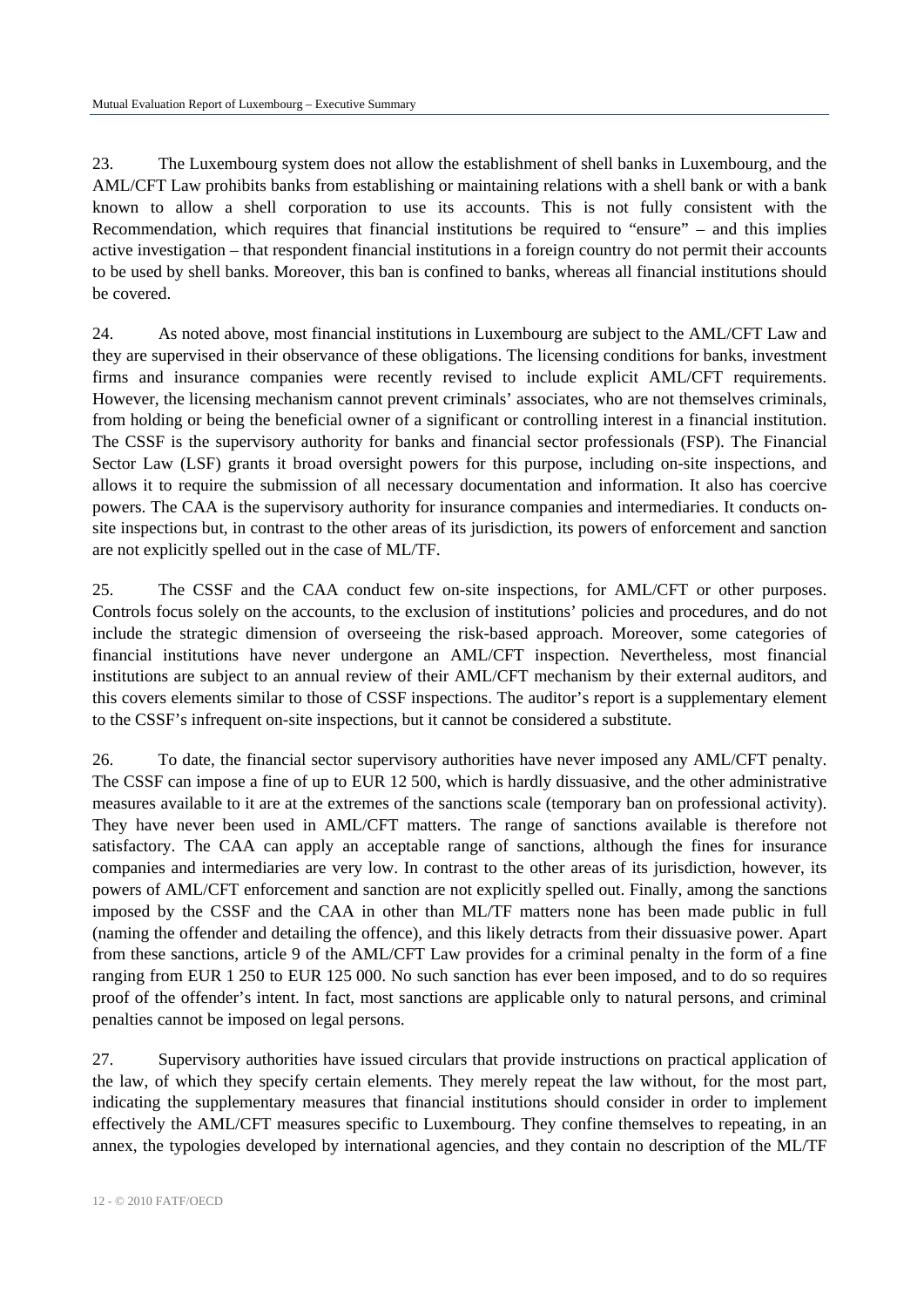23. The Luxembourg system does not allow the establishment of shell banks in Luxembourg, and the AML/CFT Law prohibits banks from establishing or maintaining relations with a shell bank or with a bank known to allow a shell corporation to use its accounts. This is not fully consistent with the Recommendation, which requires that financial institutions be required to "ensure" – and this implies active investigation – that respondent financial institutions in a foreign country do not permit their accounts to be used by shell banks. Moreover, this ban is confined to banks, whereas all financial institutions should be covered.

24. As noted above, most financial institutions in Luxembourg are subject to the AML/CFT Law and they are supervised in their observance of these obligations. The licensing conditions for banks, investment firms and insurance companies were recently revised to include explicit AML/CFT requirements. However, the licensing mechanism cannot prevent criminals' associates, who are not themselves criminals, from holding or being the beneficial owner of a significant or controlling interest in a financial institution. The CSSF is the supervisory authority for banks and financial sector professionals (FSP). The Financial Sector Law (LSF) grants it broad oversight powers for this purpose, including on-site inspections, and allows it to require the submission of all necessary documentation and information. It also has coercive powers. The CAA is the supervisory authority for insurance companies and intermediaries. It conducts on-site inspections but, in contrast to the other areas of its jurisdiction, its powers of enforcement and sanction are not explicitly spelled out in the case of ML/TF.

25. The CSSF and the CAA conduct few on-site inspections, for AML/CFT or other purposes. Controls focus solely on the accounts, to the exclusion of institutions' policies and procedures, and do not include the strategic dimension of overseeing the risk-based approach. Moreover, some categories of financial institutions have never undergone an AML/CFT inspection. Nevertheless, most financial institutions are subject to an annual review of their AML/CFT mechanism by their external auditors, and this covers elements similar to those of CSSF inspections. The auditor's report is a supplementary element to the CSSF's infrequent on-site inspections, but it cannot be considered a substitute.

26. To date, the financial sector supervisory authorities have never imposed any AML/CFT penalty. The CSSF can impose a fine of up to EUR 12 500, which is hardly dissuasive, and the other administrative measures available to it are at the extremes of the sanctions scale (temporary ban on professional activity). They have never been used in AML/CFT matters. The range of sanctions available is therefore not satisfactory. The CAA can apply an acceptable range of sanctions, although the fines for insurance companies and intermediaries are very low. In contrast to the other areas of its jurisdiction, however, its powers of AML/CFT enforcement and sanction are not explicitly spelled out. Finally, among the sanctions imposed by the CSSF and the CAA in other than ML/TF matters none has been made public in full (naming the offender and detailing the offence), and this likely detracts from their dissuasive power. Apart from these sanctions, article 9 of the AML/CFT Law provides for a criminal penalty in the form of a fine ranging from EUR 1 250 to EUR 125 000. No such sanction has ever been imposed, and to do so requires proof of the offender's intent. In fact, most sanctions are applicable only to natural persons, and criminal penalties cannot be imposed on legal persons.

27. Supervisory authorities have issued circulars that provide instructions on practical application of the law, of which they specify certain elements. They merely repeat the law without, for the most part, indicating the supplementary measures that financial institutions should consider in order to implement effectively the AML/CFT measures specific to Luxembourg. They confine themselves to repeating, in an annex, the typologies developed by international agencies, and they contain no description of the ML/TF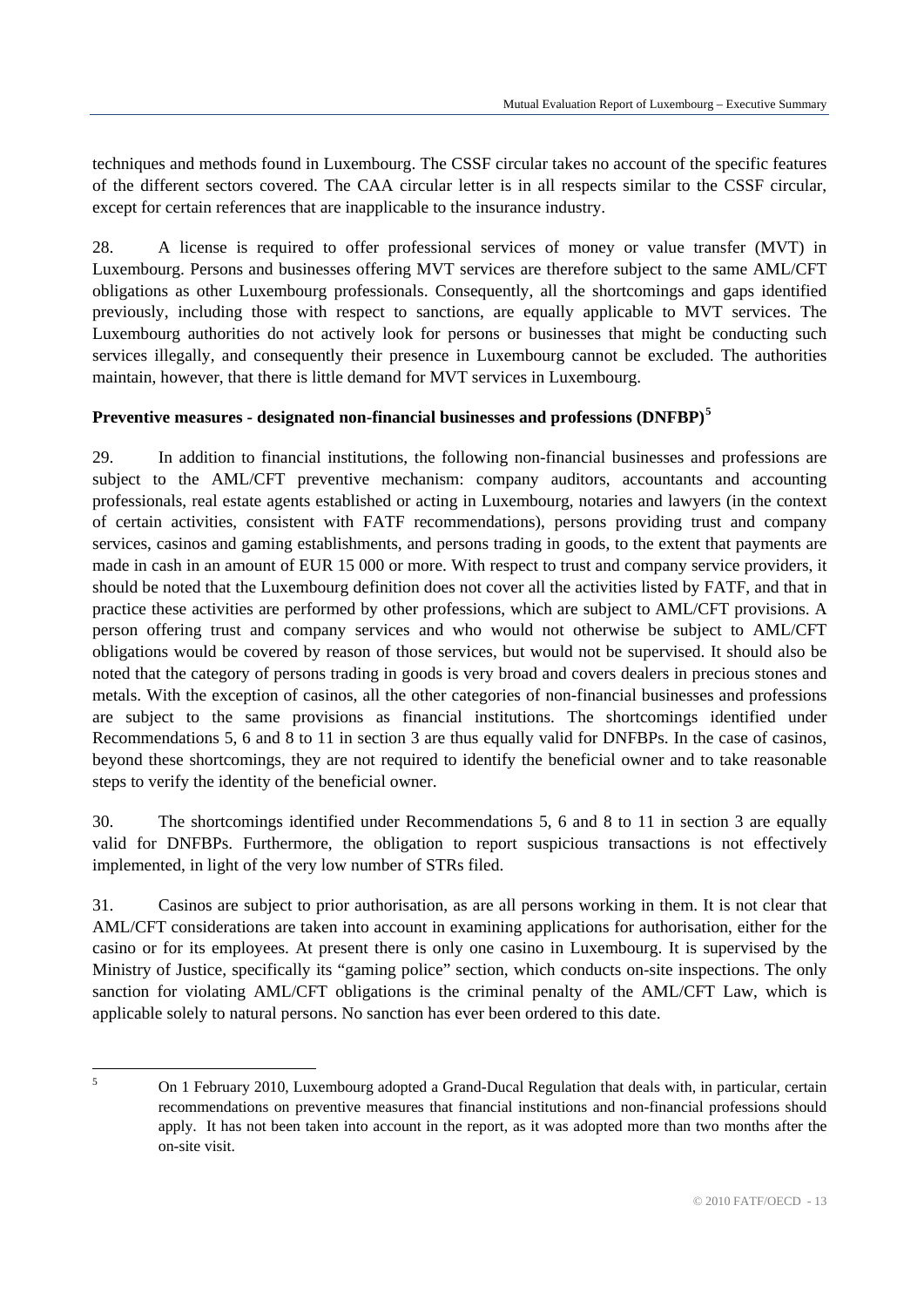techniques and methods found in Luxembourg. The CSSF circular takes no account of the specific features of the different sectors covered. The CAA circular letter is in all respects similar to the CSSF circular, except for certain references that are inapplicable to the insurance industry.

28. A license is required to offer professional services of money or value transfer (MVT) in Luxembourg. Persons and businesses offering MVT services are therefore subject to the same AML/CFT obligations as other Luxembourg professionals. Consequently, all the shortcomings and gaps identified previously, including those with respect to sanctions, are equally applicable to MVT services. The Luxembourg authorities do not actively look for persons or businesses that might be conducting such services illegally, and consequently their presence in Luxembourg cannot be excluded. The authorities maintain, however, that there is little demand for MVT services in Luxembourg.

**Preventive measures - designated non-financial businesses and professions (DNFBP)[5]**

29. In addition to financial institutions, the following non-financial businesses and professions are subject to the AML/CFT preventive mechanism: company auditors, accountants and accounting professionals, real estate agents established or acting in Luxembourg, notaries and lawyers (in the context of certain activities, consistent with FATF recommendations), persons providing trust and company services, casinos and gaming establishments, and persons trading in goods, to the extent that payments are made in cash in an amount of EUR 15 000 or more. With respect to trust and company service providers, it should be noted that the Luxembourg definition does not cover all the activities listed by FATF, and that in practice these activities are performed by other professions, which are subject to AML/CFT provisions. A person offering trust and company services and who would not otherwise be subject to AML/CFT obligations would be covered by reason of those services, but would not be supervised. It should also be noted that the category of persons trading in goods is very broad and covers dealers in precious stones and metals. With the exception of casinos, all the other categories of non-financial businesses and professions are subject to the same provisions as financial institutions. The shortcomings identified under Recommendations 5, 6 and 8 to 11 in section 3 are thus equally valid for DNFBPs. In the case of casinos, beyond these shortcomings, they are not required to identify the beneficial owner and to take reasonable steps to verify the identity of the beneficial owner.

30. The shortcomings identified under Recommendations 5, 6 and 8 to 11 in section 3 are equally valid for DNFBPs. Furthermore, the obligation to report suspicious transactions is not effectively implemented, in light of the very low number of STRs filed.

31. Casinos are subject to prior authorisation, as are all persons working in them. It is not clear that AML/CFT considerations are taken into account in examining applications for authorisation, either for the casino or for its employees. At present there is only one casino in Luxembourg. It is supervised by the Ministry of Justice, specifically its "gaming police" section, which conducts on-site inspections. The only sanction for violating AML/CFT obligations is the criminal penalty of the AML/CFT Law, which is applicable solely to natural persons. No sanction has ever been ordered to this date.

---

[5] On 1 February 2010, Luxembourg adopted a Grand-Ducal Regulation that deals with, in particular, certain recommendations on preventive measures that financial institutions and non-financial professions should apply. It has not been taken into account in the report, as it was adopted more than two months after the on-site visit.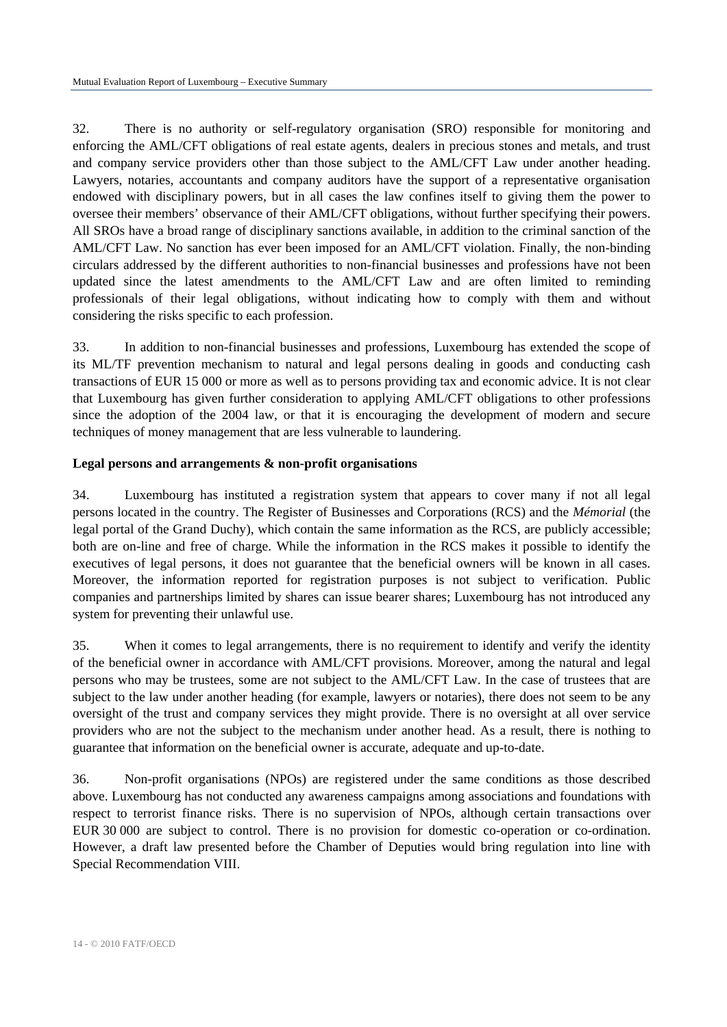32. There is no authority or self-regulatory organisation (SRO) responsible for monitoring and enforcing the AML/CFT obligations of real estate agents, dealers in precious stones and metals, and trust and company service providers other than those subject to the AML/CFT Law under another heading. Lawyers, notaries, accountants and company auditors have the support of a representative organisation endowed with disciplinary powers, but in all cases the law confines itself to giving them the power to oversee their members' observance of their AML/CFT obligations, without further specifying their powers. All SROs have a broad range of disciplinary sanctions available, in addition to the criminal sanction of the AML/CFT Law. No sanction has ever been imposed for an AML/CFT violation. Finally, the non-binding circulars addressed by the different authorities to non-financial businesses and professions have not been updated since the latest amendments to the AML/CFT Law and are often limited to reminding professionals of their legal obligations, without indicating how to comply with them and without considering the risks specific to each profession.

33. In addition to non-financial businesses and professions, Luxembourg has extended the scope of its ML/TF prevention mechanism to natural and legal persons dealing in goods and conducting cash transactions of EUR 15 000 or more as well as to persons providing tax and economic advice. It is not clear that Luxembourg has given further consideration to applying AML/CFT obligations to other professions since the adoption of the 2004 law, or that it is encouraging the development of modern and secure techniques of money management that are less vulnerable to laundering.

**Legal persons and arrangements & non-profit organisations**

34. Luxembourg has instituted a registration system that appears to cover many if not all legal persons located in the country. The Register of Businesses and Corporations (RCS) and the *Mémorial* (the legal portal of the Grand Duchy), which contain the same information as the RCS, are publicly accessible; both are on-line and free of charge. While the information in the RCS makes it possible to identify the executives of legal persons, it does not guarantee that the beneficial owners will be known in all cases. Moreover, the information reported for registration purposes is not subject to verification. Public companies and partnerships limited by shares can issue bearer shares; Luxembourg has not introduced any system for preventing their unlawful use.

35. When it comes to legal arrangements, there is no requirement to identify and verify the identity of the beneficial owner in accordance with AML/CFT provisions. Moreover, among the natural and legal persons who may be trustees, some are not subject to the AML/CFT Law. In the case of trustees that are subject to the law under another heading (for example, lawyers or notaries), there does not seem to be any oversight of the trust and company services they might provide. There is no oversight at all over service providers who are not the subject to the mechanism under another head. As a result, there is nothing to guarantee that information on the beneficial owner is accurate, adequate and up-to-date.

36. Non-profit organisations (NPOs) are registered under the same conditions as those described above. Luxembourg has not conducted any awareness campaigns among associations and foundations with respect to terrorist finance risks. There is no supervision of NPOs, although certain transactions over EUR 30 000 are subject to control. There is no provision for domestic co-operation or co-ordination. However, a draft law presented before the Chamber of Deputies would bring regulation into line with Special Recommendation VIII.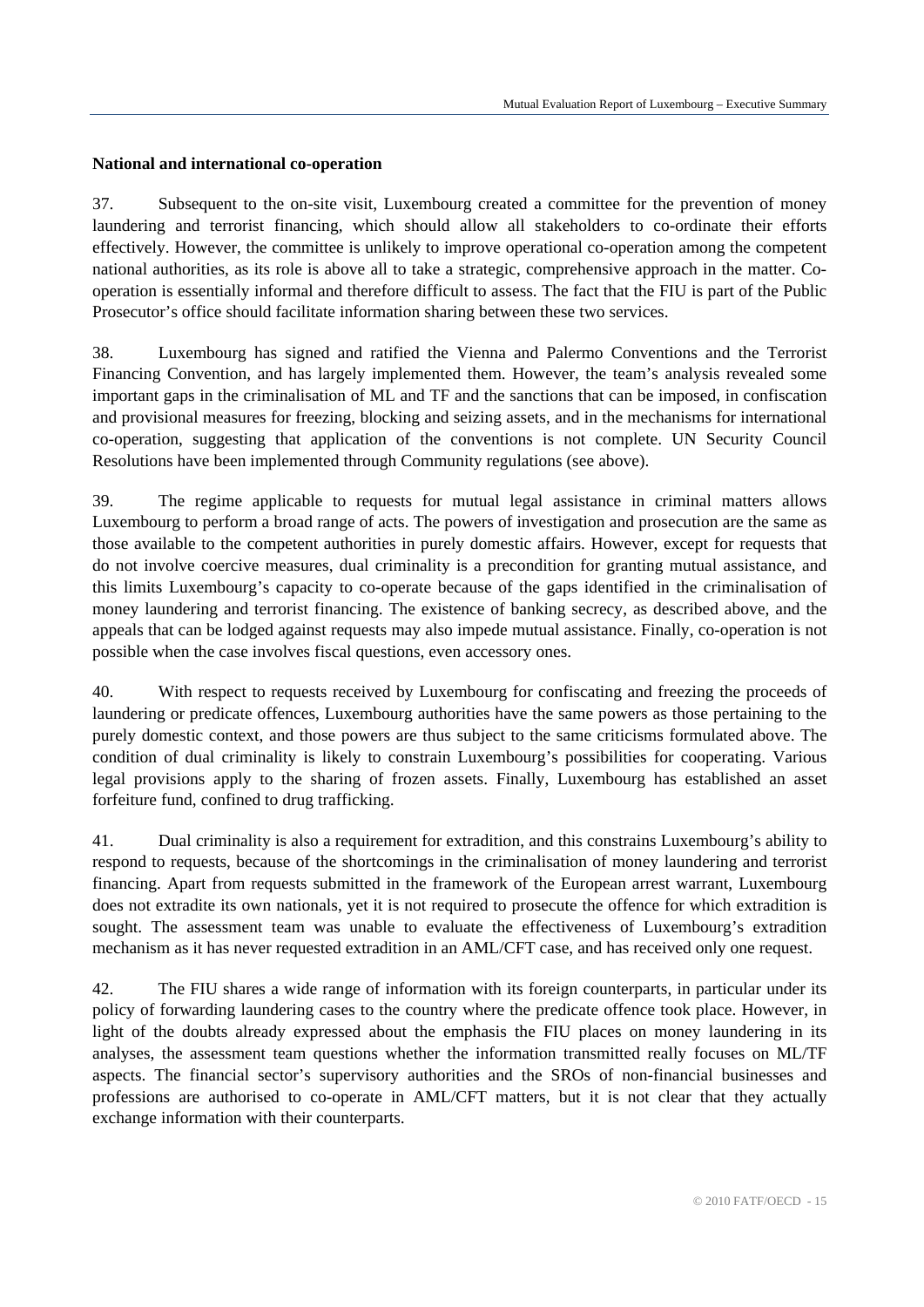**National and international co-operation**

37. Subsequent to the on-site visit, Luxembourg created a committee for the prevention of money laundering and terrorist financing, which should allow all stakeholders to co-ordinate their efforts effectively. However, the committee is unlikely to improve operational co-operation among the competent national authorities, as its role is above all to take a strategic, comprehensive approach in the matter. Co-operation is essentially informal and therefore difficult to assess. The fact that the FIU is part of the Public Prosecutor's office should facilitate information sharing between these two services.

38. Luxembourg has signed and ratified the Vienna and Palermo Conventions and the Terrorist Financing Convention, and has largely implemented them. However, the team's analysis revealed some important gaps in the criminalisation of ML and TF and the sanctions that can be imposed, in confiscation and provisional measures for freezing, blocking and seizing assets, and in the mechanisms for international co-operation, suggesting that application of the conventions is not complete. UN Security Council Resolutions have been implemented through Community regulations (see above).

39. The regime applicable to requests for mutual legal assistance in criminal matters allows Luxembourg to perform a broad range of acts. The powers of investigation and prosecution are the same as those available to the competent authorities in purely domestic affairs. However, except for requests that do not involve coercive measures, dual criminality is a precondition for granting mutual assistance, and this limits Luxembourg's capacity to co-operate because of the gaps identified in the criminalisation of money laundering and terrorist financing. The existence of banking secrecy, as described above, and the appeals that can be lodged against requests may also impede mutual assistance. Finally, co-operation is not possible when the case involves fiscal questions, even accessory ones.

40. With respect to requests received by Luxembourg for confiscating and freezing the proceeds of laundering or predicate offences, Luxembourg authorities have the same powers as those pertaining to the purely domestic context, and those powers are thus subject to the same criticisms formulated above. The condition of dual criminality is likely to constrain Luxembourg's possibilities for cooperating. Various legal provisions apply to the sharing of frozen assets. Finally, Luxembourg has established an asset forfeiture fund, confined to drug trafficking.

41. Dual criminality is also a requirement for extradition, and this constrains Luxembourg's ability to respond to requests, because of the shortcomings in the criminalisation of money laundering and terrorist financing. Apart from requests submitted in the framework of the European arrest warrant, Luxembourg does not extradite its own nationals, yet it is not required to prosecute the offence for which extradition is sought. The assessment team was unable to evaluate the effectiveness of Luxembourg's extradition mechanism as it has never requested extradition in an AML/CFT case, and has received only one request.

42. The FIU shares a wide range of information with its foreign counterparts, in particular under its policy of forwarding laundering cases to the country where the predicate offence took place. However, in light of the doubts already expressed about the emphasis the FIU places on money laundering in its analyses, the assessment team questions whether the information transmitted really focuses on ML/TF aspects. The financial sector's supervisory authorities and the SROs of non-financial businesses and professions are authorised to co-operate in AML/CFT matters, but it is not clear that they actually exchange information with their counterparts.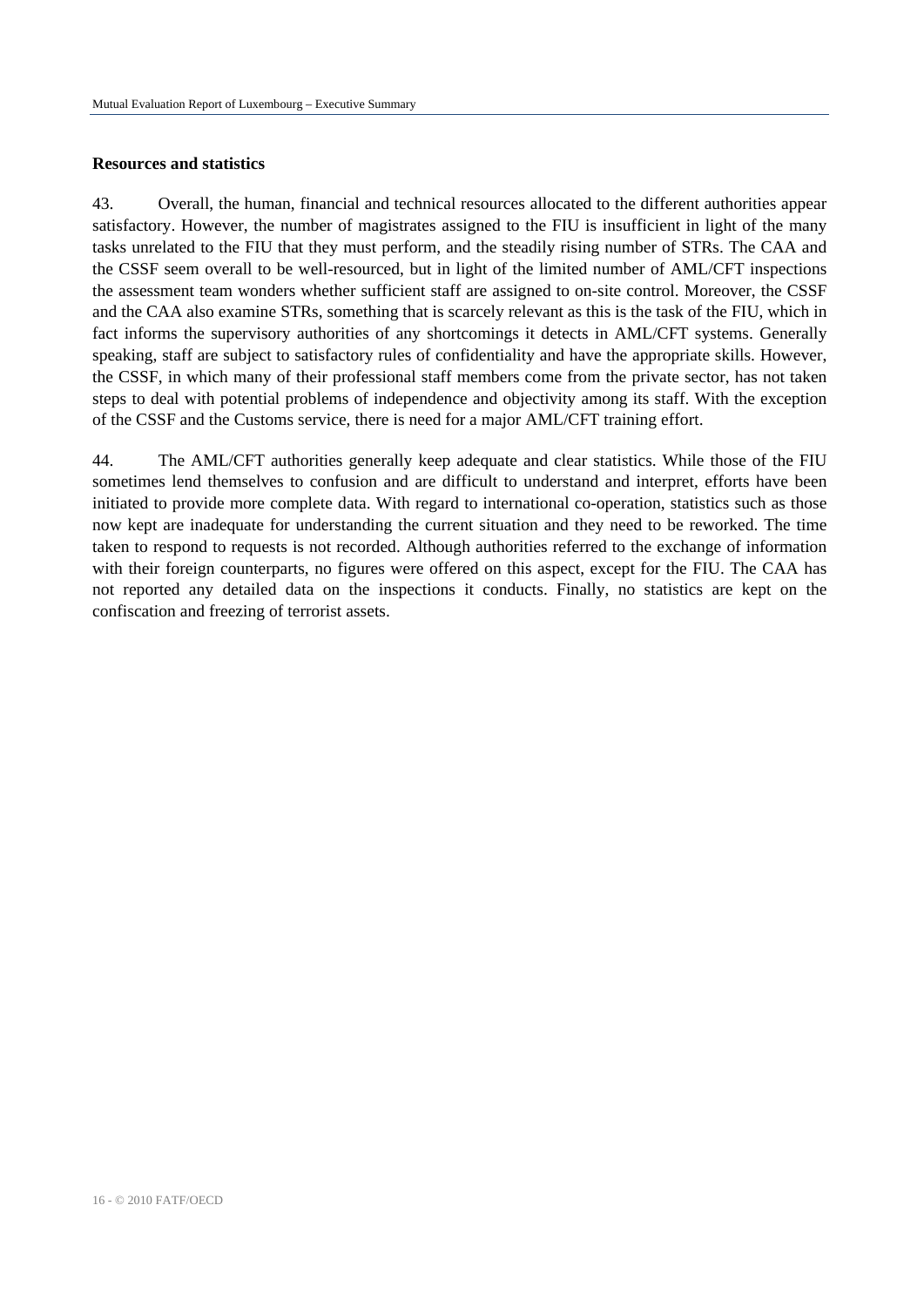**Resources and statistics**

43. Overall, the human, financial and technical resources allocated to the different authorities appear satisfactory. However, the number of magistrates assigned to the FIU is insufficient in light of the many tasks unrelated to the FIU that they must perform, and the steadily rising number of STRs. The CAA and the CSSF seem overall to be well-resourced, but in light of the limited number of AML/CFT inspections the assessment team wonders whether sufficient staff are assigned to on-site control. Moreover, the CSSF and the CAA also examine STRs, something that is scarcely relevant as this is the task of the FIU, which in fact informs the supervisory authorities of any shortcomings it detects in AML/CFT systems. Generally speaking, staff are subject to satisfactory rules of confidentiality and have the appropriate skills. However, the CSSF, in which many of their professional staff members come from the private sector, has not taken steps to deal with potential problems of independence and objectivity among its staff. With the exception of the CSSF and the Customs service, there is need for a major AML/CFT training effort.

44. The AML/CFT authorities generally keep adequate and clear statistics. While those of the FIU sometimes lend themselves to confusion and are difficult to understand and interpret, efforts have been initiated to provide more complete data. With regard to international co-operation, statistics such as those now kept are inadequate for understanding the current situation and they need to be reworked. The time taken to respond to requests is not recorded. Although authorities referred to the exchange of information with their foreign counterparts, no figures were offered on this aspect, except for the FIU. The CAA has not reported any detailed data on the inspections it conducts. Finally, no statistics are kept on the confiscation and freezing of terrorist assets.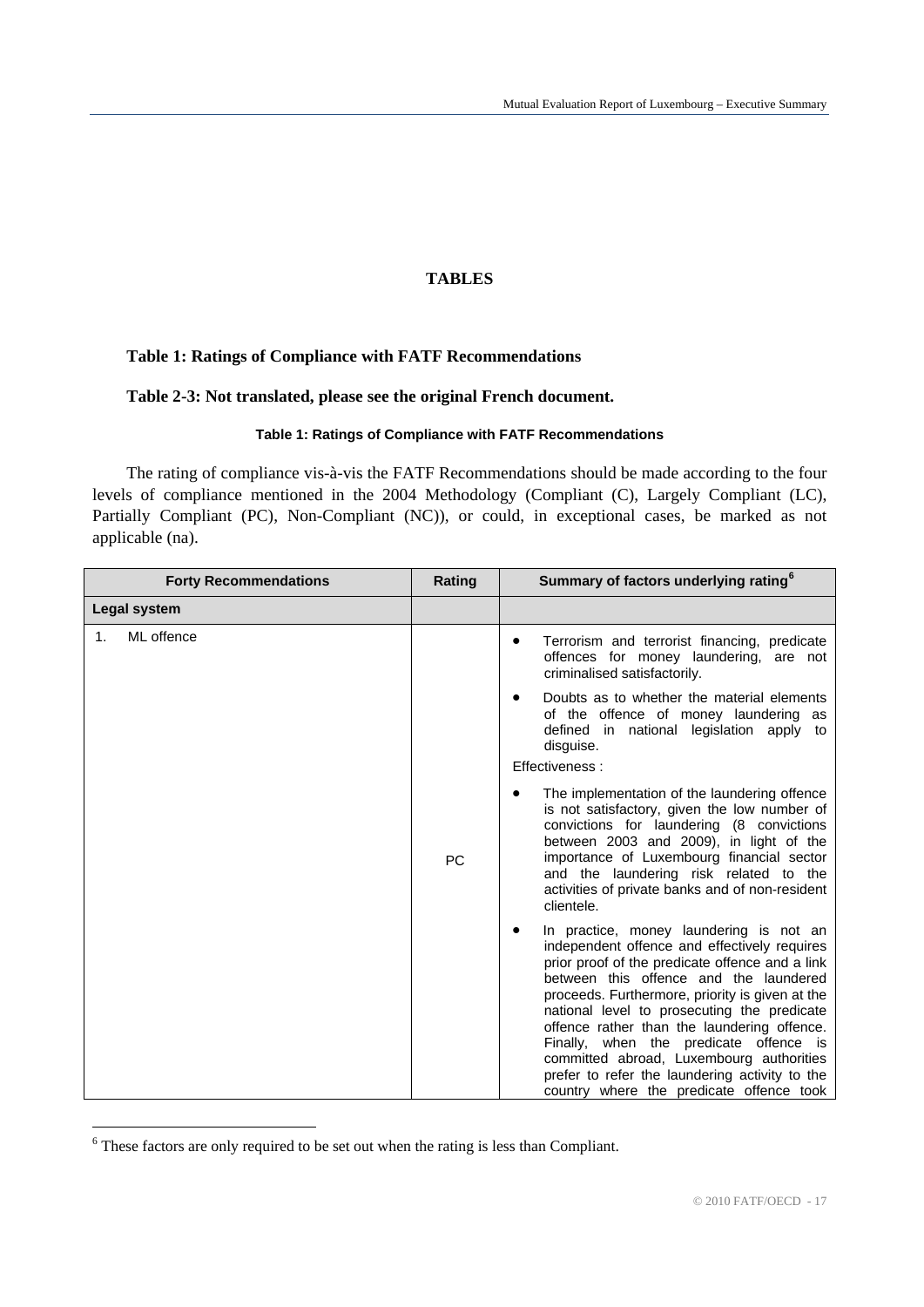## TABLES

### Table 1: Ratings of Compliance with FATF Recommendations

### Table 2-3: Not translated, please see the original French document.

**Table 1: Ratings of Compliance with FATF Recommendations**

The rating of compliance vis-à-vis the FATF Recommendations should be made according to the four levels of compliance mentioned in the 2004 Methodology (Compliant (C), Largely Compliant (LC), Partially Compliant (PC), Non-Compliant (NC)), or could, in exceptional cases, be marked as not applicable (na).

| Forty Recommendations | Rating | Summary of factors underlying rating[6] |
|---|---|---|
| **Legal system** | | |
| 1. ML offence | PC | • Terrorism and terrorist financing, predicate offences for money laundering, are not criminalised satisfactorily.<br>• Doubts as to whether the material elements of the offence of money laundering as defined in national legislation apply to disguise.<br>Effectiveness :<br>• The implementation of the laundering offence is not satisfactory, given the low number of convictions for laundering (8 convictions between 2003 and 2009), in light of the importance of Luxembourg financial sector and the laundering risk related to the activities of private banks and of non-resident clientele.<br>• In practice, money laundering is not an independent offence and effectively requires prior proof of the predicate offence and a link between this offence and the laundered proceeds. Furthermore, priority is given at the national level to prosecuting the predicate offence rather than the laundering offence. Finally, when the predicate offence is committed abroad, Luxembourg authorities prefer to refer the laundering activity to the country where the predicate offence took |

[6] These factors are only required to be set out when the rating is less than Compliant.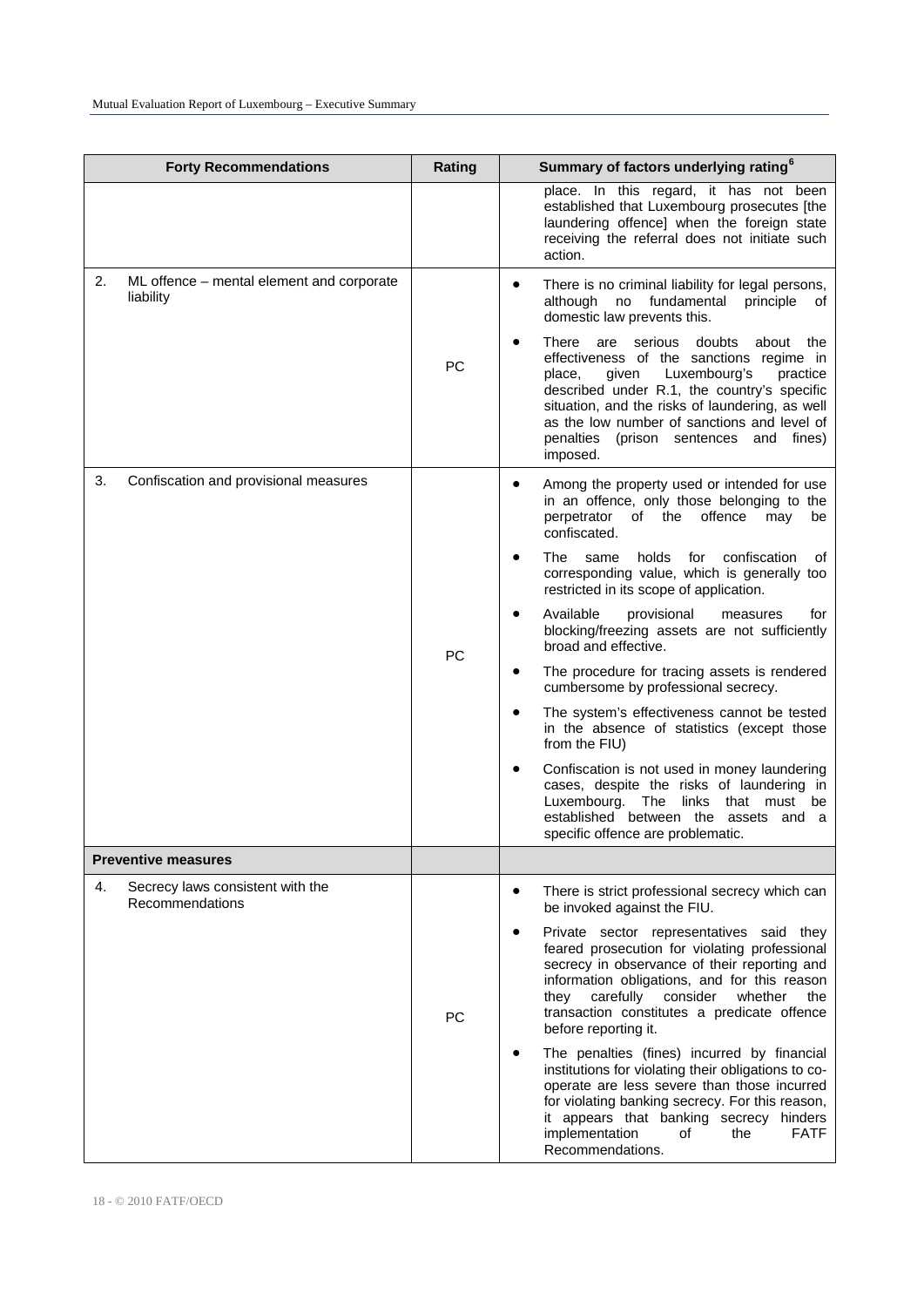| Forty Recommendations | Rating | Summary of factors underlying rating[6] |
|---|---|---|
| | | place. In this regard, it has not been established that Luxembourg prosecutes [the laundering offence] when the foreign state receiving the referral does not initiate such action. |
| 2. ML offence – mental element and corporate liability | PC | • There is no criminal liability for legal persons, although no fundamental principle of domestic law prevents this.<br>• There are serious doubts about the effectiveness of the sanctions regime in place, given Luxembourg's practice described under R.1, the country's specific situation, and the risks of laundering, as well as the low number of sanctions and level of penalties (prison sentences and fines) imposed. |
| 3. Confiscation and provisional measures | PC | • Among the property used or intended for use in an offence, only those belonging to the perpetrator of the offence may be confiscated.<br>• The same holds for confiscation of corresponding value, which is generally too restricted in its scope of application.<br>• Available provisional measures for blocking/freezing assets are not sufficiently broad and effective.<br>• The procedure for tracing assets is rendered cumbersome by professional secrecy.<br>• The system's effectiveness cannot be tested in the absence of statistics (except those from the FIU)<br>• Confiscation is not used in money laundering cases, despite the risks of laundering in Luxembourg. The links that must be established between the assets and a specific offence are problematic. |
| **Preventive measures** | | |
| 4. Secrecy laws consistent with the Recommendations | PC | • There is strict professional secrecy which can be invoked against the FIU.<br>• Private sector representatives said they feared prosecution for violating professional secrecy in observance of their reporting and information obligations, and for this reason they carefully consider whether the transaction constitutes a predicate offence before reporting it.<br>• The penalties (fines) incurred by financial institutions for violating their obligations to co-operate are less severe than those incurred for violating banking secrecy. For this reason, it appears that banking secrecy hinders implementation of the FATF Recommendations. |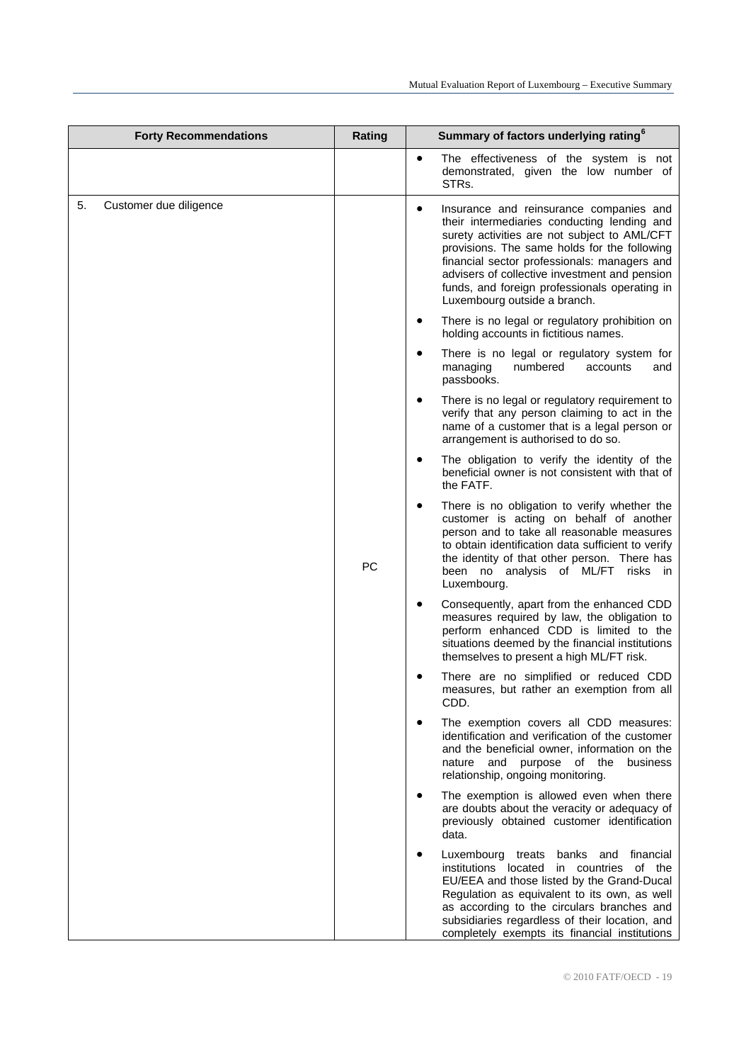| Forty Recommendations | Rating | Summary of factors underlying rating[6] |
|---|---|---|
| | | • The effectiveness of the system is not demonstrated, given the low number of STRs. |
| 5. Customer due diligence | PC | • Insurance and reinsurance companies and their intermediaries conducting lending and surety activities are not subject to AML/CFT provisions. The same holds for the following financial sector professionals: managers and advisers of collective investment and pension funds, and foreign professionals operating in Luxembourg outside a branch.<br>• There is no legal or regulatory prohibition on holding accounts in fictitious names.<br>• There is no legal or regulatory system for managing numbered accounts and passbooks.<br>• There is no legal or regulatory requirement to verify that any person claiming to act in the name of a customer that is a legal person or arrangement is authorised to do so.<br>• The obligation to verify the identity of the beneficial owner is not consistent with that of the FATF.<br>• There is no obligation to verify whether the customer is acting on behalf of another person and to take all reasonable measures to obtain identification data sufficient to verify the identity of that other person. There has been no analysis of ML/FT risks in Luxembourg.<br>• Consequently, apart from the enhanced CDD measures required by law, the obligation to perform enhanced CDD is limited to the situations deemed by the financial institutions themselves to present a high ML/FT risk.<br>• There are no simplified or reduced CDD measures, but rather an exemption from all CDD.<br>• The exemption covers all CDD measures: identification and verification of the customer and the beneficial owner, information on the nature and purpose of the business relationship, ongoing monitoring.<br>• The exemption is allowed even when there are doubts about the veracity or adequacy of previously obtained customer identification data.<br>• Luxembourg treats banks and financial institutions located in countries of the EU/EEA and those listed by the Grand-Ducal Regulation as equivalent to its own, as well as according to the circulars branches and subsidiaries regardless of their location, and completely exempts its financial institutions |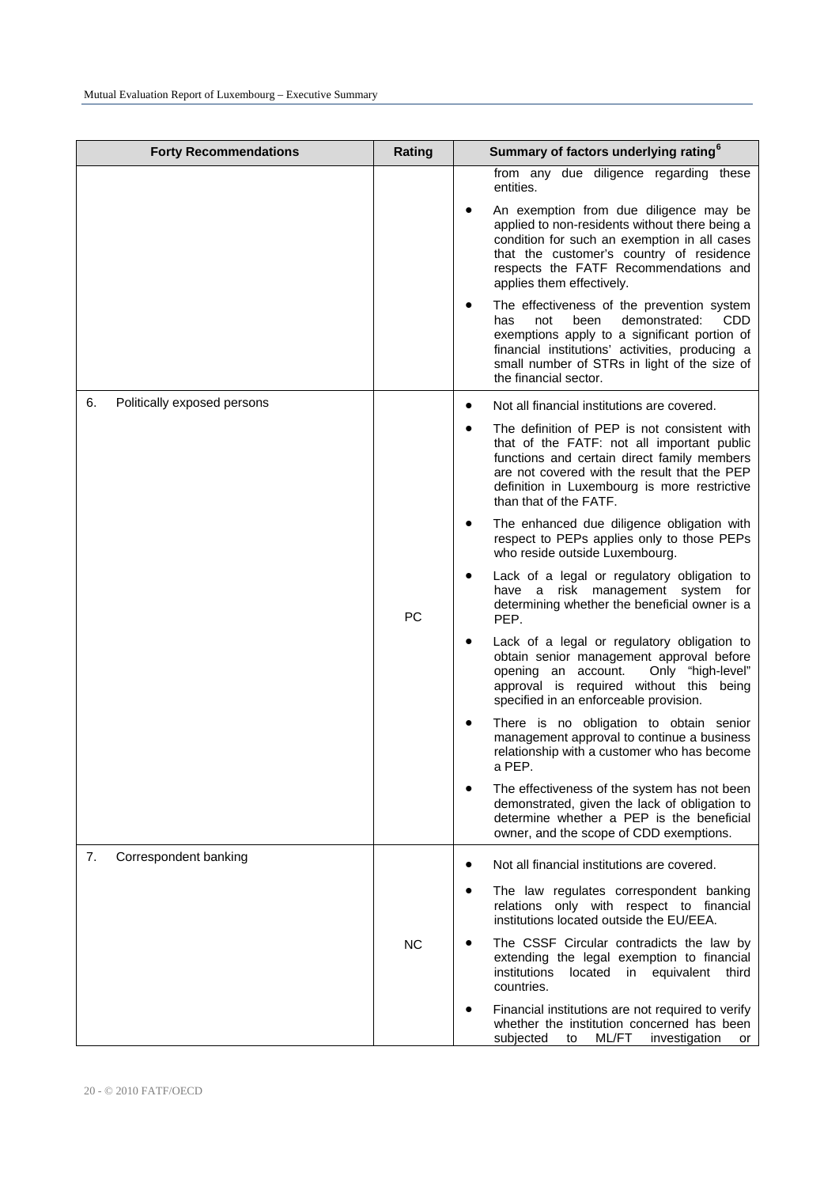| Forty Recommendations | Rating | Summary of factors underlying rating[6] |
|---|---|---|
| | | from any due diligence regarding these entities.<br>• An exemption from due diligence may be applied to non-residents without there being a condition for such an exemption in all cases that the customer's country of residence respects the FATF Recommendations and applies them effectively.<br>• The effectiveness of the prevention system has not been demonstrated: CDD exemptions apply to a significant portion of financial institutions' activities, producing a small number of STRs in light of the size of the financial sector. |
| 6. Politically exposed persons | PC | • Not all financial institutions are covered.<br>• The definition of PEP is not consistent with that of the FATF: not all important public functions and certain direct family members are not covered with the result that the PEP definition in Luxembourg is more restrictive than that of the FATF.<br>• The enhanced due diligence obligation with respect to PEPs applies only to those PEPs who reside outside Luxembourg.<br>• Lack of a legal or regulatory obligation to have a risk management system for determining whether the beneficial owner is a PEP.<br>• Lack of a legal or regulatory obligation to obtain senior management approval before opening an account. Only "high-level" approval is required without this being specified in an enforceable provision.<br>• There is no obligation to obtain senior management approval to continue a business relationship with a customer who has become a PEP.<br>• The effectiveness of the system has not been demonstrated, given the lack of obligation to determine whether a PEP is the beneficial owner, and the scope of CDD exemptions. |
| 7. Correspondent banking | NC | • Not all financial institutions are covered.<br>• The law regulates correspondent banking relations only with respect to financial institutions located outside the EU/EEA.<br>• The CSSF Circular contradicts the law by extending the legal exemption to financial institutions located in equivalent third countries.<br>• Financial institutions are not required to verify whether the institution concerned has been subjected to ML/FT investigation or |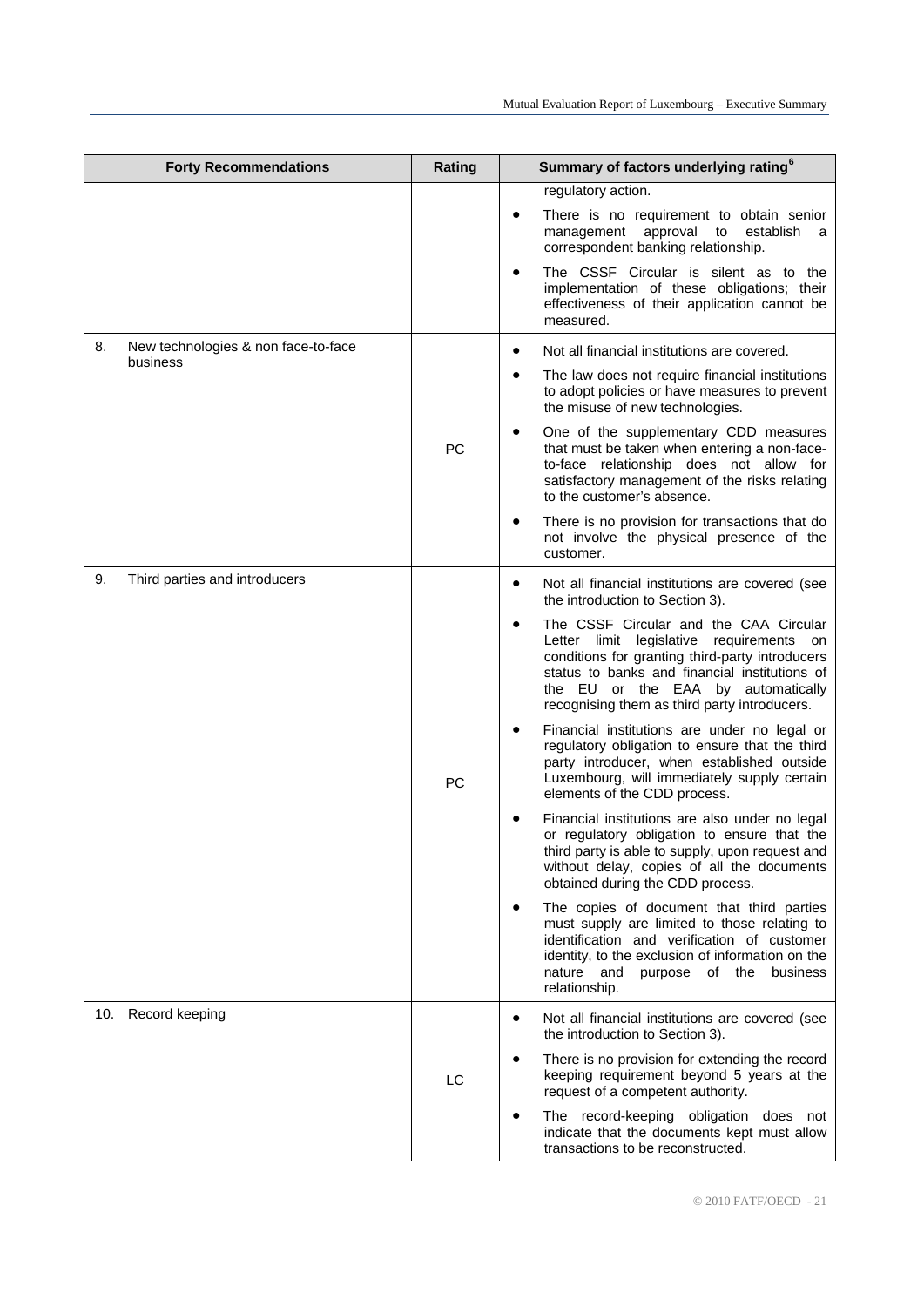| Forty Recommendations | Rating | Summary of factors underlying rating[6] |
|---|---|---|
| | | regulatory action.<br>• There is no requirement to obtain senior management approval to establish a correspondent banking relationship.<br>• The CSSF Circular is silent as to the implementation of these obligations; their effectiveness of their application cannot be measured. |
| 8. New technologies & non face-to-face business | PC | • Not all financial institutions are covered.<br>• The law does not require financial institutions to adopt policies or have measures to prevent the misuse of new technologies.<br>• One of the supplementary CDD measures that must be taken when entering a non-face-to-face relationship does not allow for satisfactory management of the risks relating to the customer's absence.<br>• There is no provision for transactions that do not involve the physical presence of the customer. |
| 9. Third parties and introducers | PC | • Not all financial institutions are covered (see the introduction to Section 3).<br>• The CSSF Circular and the CAA Circular Letter limit legislative requirements on conditions for granting third-party introducers status to banks and financial institutions of the EU or the EAA by automatically recognising them as third party introducers.<br>• Financial institutions are under no legal or regulatory obligation to ensure that the third party introducer, when established outside Luxembourg, will immediately supply certain elements of the CDD process.<br>• Financial institutions are also under no legal or regulatory obligation to ensure that the third party is able to supply, upon request and without delay, copies of all the documents obtained during the CDD process.<br>• The copies of document that third parties must supply are limited to those relating to identification and verification of customer identity, to the exclusion of information on the nature and purpose of the business relationship. |
| 10. Record keeping | LC | • Not all financial institutions are covered (see the introduction to Section 3).<br>• There is no provision for extending the record keeping requirement beyond 5 years at the request of a competent authority.<br>• The record-keeping obligation does not indicate that the documents kept must allow transactions to be reconstructed. |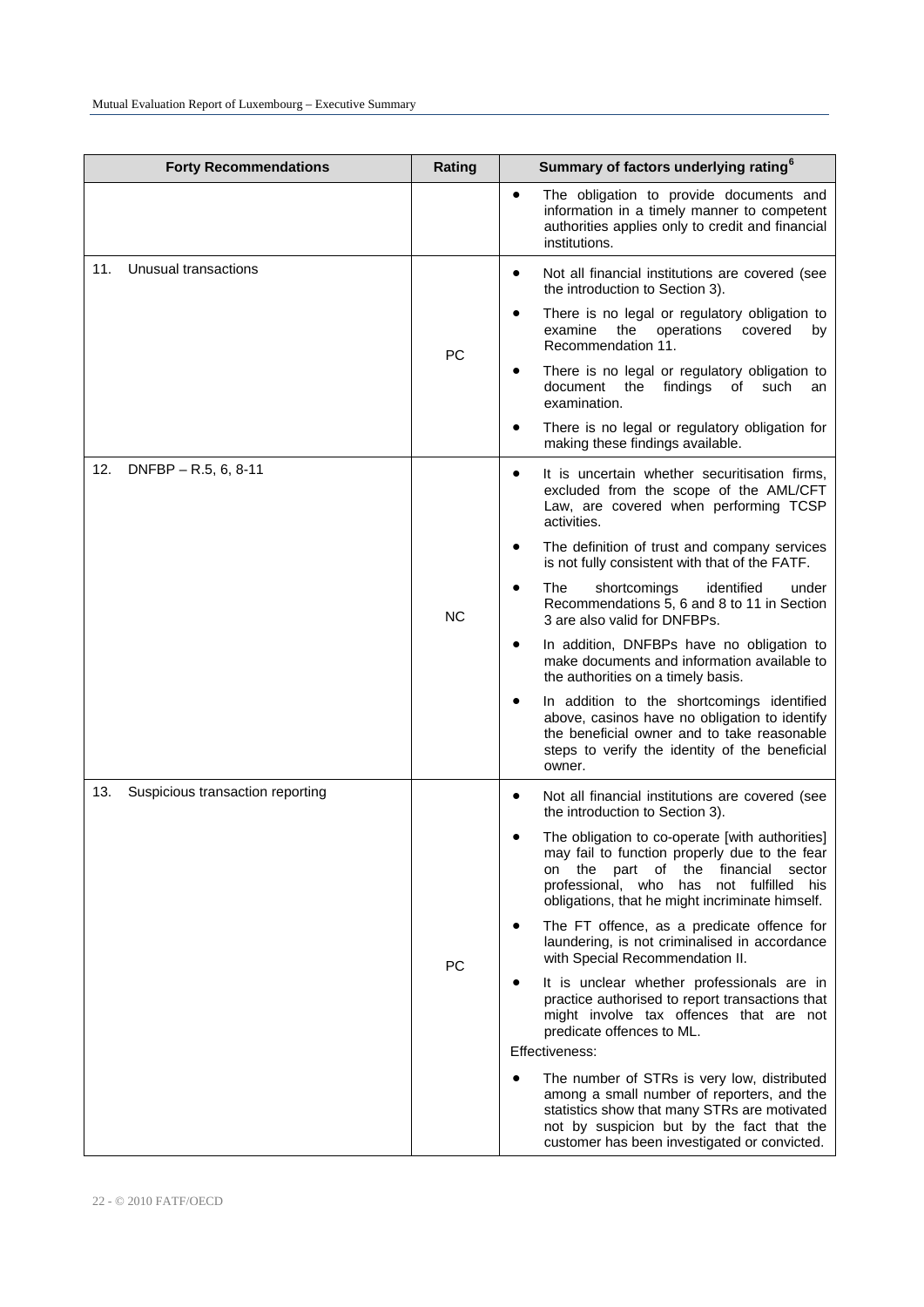| Forty Recommendations | Rating | Summary of factors underlying rating[6] |
|---|---|---|
| | | • The obligation to provide documents and information in a timely manner to competent authorities applies only to credit and financial institutions. |
| 11. Unusual transactions | PC | • Not all financial institutions are covered (see the introduction to Section 3).<br>• There is no legal or regulatory obligation to examine the operations covered by Recommendation 11.<br>• There is no legal or regulatory obligation to document the findings of such an examination.<br>• There is no legal or regulatory obligation for making these findings available. |
| 12. DNFBP – R.5, 6, 8-11 | NC | • It is uncertain whether securitisation firms, excluded from the scope of the AML/CFT Law, are covered when performing TCSP activities.<br>• The definition of trust and company services is not fully consistent with that of the FATF.<br>• The shortcomings identified under Recommendations 5, 6 and 8 to 11 in Section 3 are also valid for DNFBPs.<br>• In addition, DNFBPs have no obligation to make documents and information available to the authorities on a timely basis.<br>• In addition to the shortcomings identified above, casinos have no obligation to identify the beneficial owner and to take reasonable steps to verify the identity of the beneficial owner. |
| 13. Suspicious transaction reporting | PC | • Not all financial institutions are covered (see the introduction to Section 3).<br>• The obligation to co-operate [with authorities] may fail to function properly due to the fear on the part of the financial sector professional, who has not fulfilled his obligations, that he might incriminate himself.<br>• The FT offence, as a predicate offence for laundering, is not criminalised in accordance with Special Recommendation II.<br>• It is unclear whether professionals are in practice authorised to report transactions that might involve tax offences that are not predicate offences to ML.<br>Effectiveness:<br>• The number of STRs is very low, distributed among a small number of reporters, and the statistics show that many STRs are motivated not by suspicion but by the fact that the customer has been investigated or convicted. |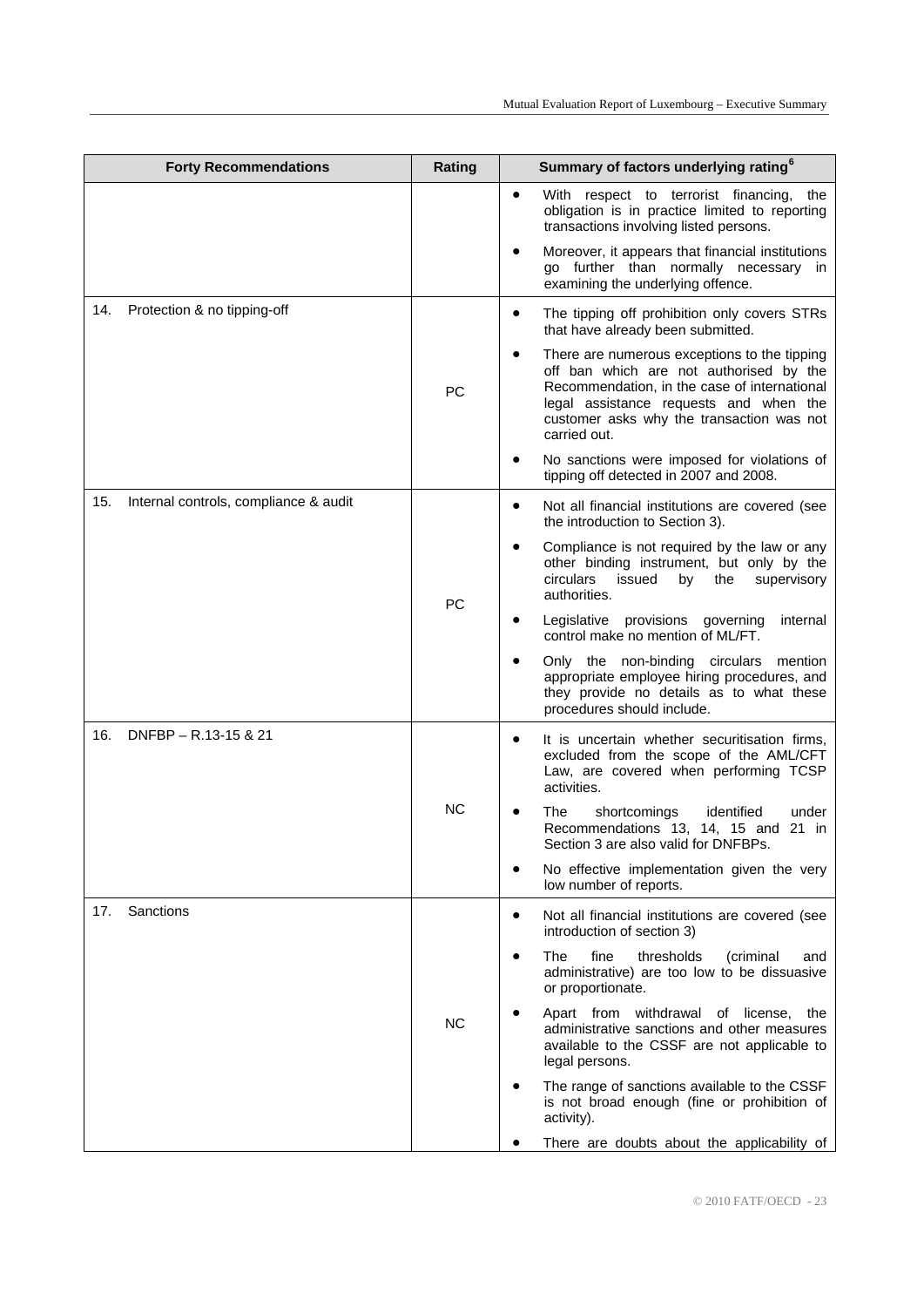| Forty Recommendations | Rating | Summary of factors underlying rating[6] |
|---|---|---|
| | | • With respect to terrorist financing, the obligation is in practice limited to reporting transactions involving listed persons.<br>• Moreover, it appears that financial institutions go further than normally necessary in examining the underlying offence. |
| 14. Protection & no tipping-off | PC | • The tipping off prohibition only covers STRs that have already been submitted.<br>• There are numerous exceptions to the tipping off ban which are not authorised by the Recommendation, in the case of international legal assistance requests and when the customer asks why the transaction was not carried out.<br>• No sanctions were imposed for violations of tipping off detected in 2007 and 2008. |
| 15. Internal controls, compliance & audit | PC | • Not all financial institutions are covered (see the introduction to Section 3).<br>• Compliance is not required by the law or any other binding instrument, but only by the circulars issued by the supervisory authorities.<br>• Legislative provisions governing internal control make no mention of ML/FT.<br>• Only the non-binding circulars mention appropriate employee hiring procedures, and they provide no details as to what these procedures should include. |
| 16. DNFBP – R.13-15 & 21 | NC | • It is uncertain whether securitisation firms, excluded from the scope of the AML/CFT Law, are covered when performing TCSP activities.<br>• The shortcomings identified under Recommendations 13, 14, 15 and 21 in Section 3 are also valid for DNFBPs.<br>• No effective implementation given the very low number of reports. |
| 17. Sanctions | NC | • Not all financial institutions are covered (see introduction of section 3)<br>• The fine thresholds (criminal and administrative) are too low to be dissuasive or proportionate.<br>• Apart from withdrawal of license, the administrative sanctions and other measures available to the CSSF are not applicable to legal persons.<br>• The range of sanctions available to the CSSF is not broad enough (fine or prohibition of activity).<br>• There are doubts about the applicability of |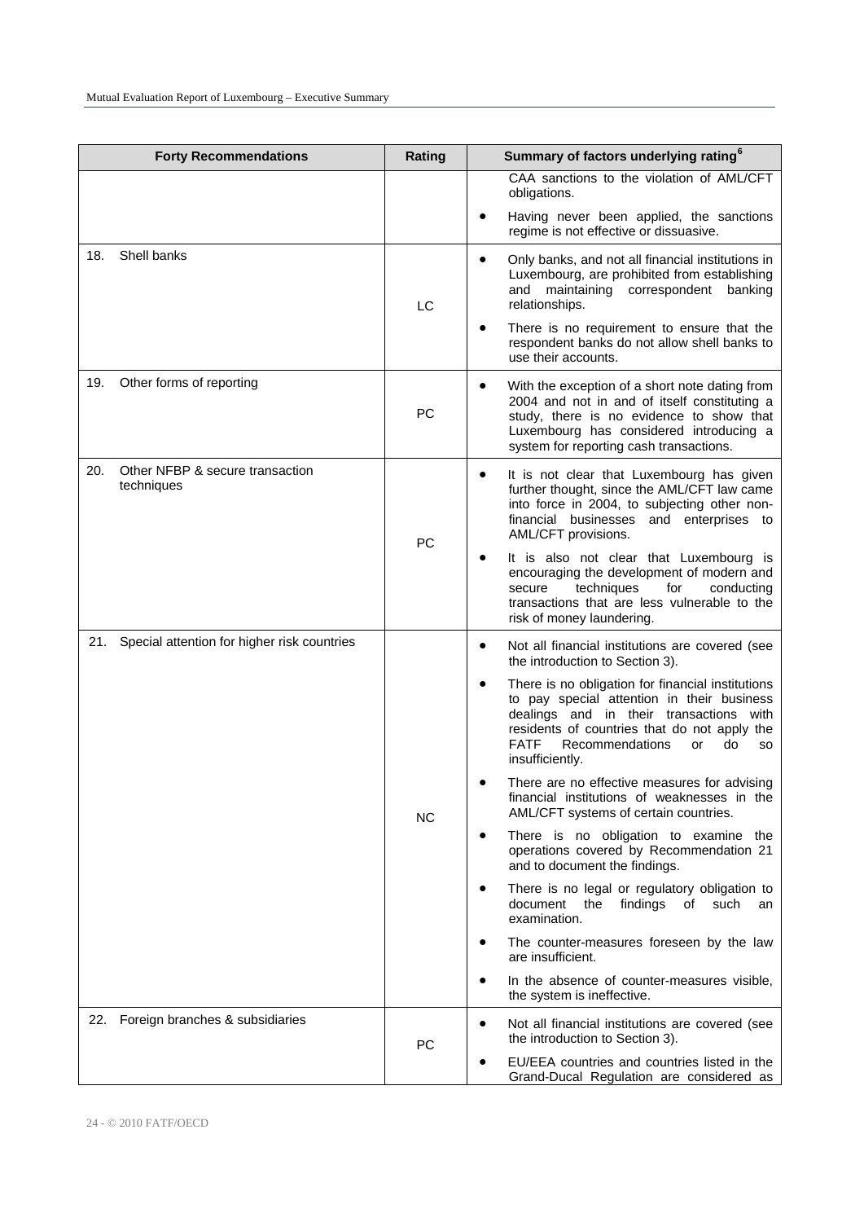| Forty Recommendations | Rating | Summary of factors underlying rating[6] |
|---|---|---|
| | | CAA sanctions to the violation of AML/CFT obligations.<br>• Having never been applied, the sanctions regime is not effective or dissuasive. |
| 18. Shell banks | LC | • Only banks, and not all financial institutions in Luxembourg, are prohibited from establishing and maintaining correspondent banking relationships.<br>• There is no requirement to ensure that the respondent banks do not allow shell banks to use their accounts. |
| 19. Other forms of reporting | PC | • With the exception of a short note dating from 2004 and not in and of itself constituting a study, there is no evidence to show that Luxembourg has considered introducing a system for reporting cash transactions. |
| 20. Other NFBP & secure transaction techniques | PC | • It is not clear that Luxembourg has given further thought, since the AML/CFT law came into force in 2004, to subjecting other non-financial businesses and enterprises to AML/CFT provisions.<br>• It is also not clear that Luxembourg is encouraging the development of modern and secure techniques for conducting transactions that are less vulnerable to the risk of money laundering. |
| 21. Special attention for higher risk countries | NC | • Not all financial institutions are covered (see the introduction to Section 3).<br>• There is no obligation for financial institutions to pay special attention in their business dealings and in their transactions with residents of countries that do not apply the FATF Recommendations or do so insufficiently.<br>• There are no effective measures for advising financial institutions of weaknesses in the AML/CFT systems of certain countries.<br>• There is no obligation to examine the operations covered by Recommendation 21 and to document the findings.<br>• There is no legal or regulatory obligation to document the findings of such an examination.<br>• The counter-measures foreseen by the law are insufficient.<br>• In the absence of counter-measures visible, the system is ineffective. |
| 22. Foreign branches & subsidiaries | PC | • Not all financial institutions are covered (see the introduction to Section 3).<br>• EU/EEA countries and countries listed in the Grand-Ducal Regulation are considered as |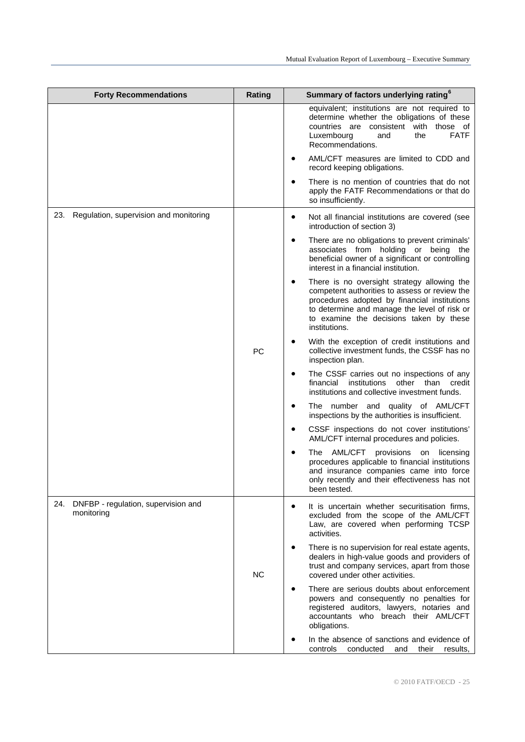| Forty Recommendations | Rating | Summary of factors underlying rating[6] |
|---|---|---|
| | | equivalent; institutions are not required to determine whether the obligations of these countries are consistent with those of Luxembourg and the FATF Recommendations.<br>• AML/CFT measures are limited to CDD and record keeping obligations.<br>• There is no mention of countries that do not apply the FATF Recommendations or that do so insufficiently. |
| 23. Regulation, supervision and monitoring | PC | • Not all financial institutions are covered (see introduction of section 3)<br>• There are no obligations to prevent criminals' associates from holding or being the beneficial owner of a significant or controlling interest in a financial institution.<br>• There is no oversight strategy allowing the competent authorities to assess or review the procedures adopted by financial institutions to determine and manage the level of risk or to examine the decisions taken by these institutions.<br>• With the exception of credit institutions and collective investment funds, the CSSF has no inspection plan.<br>• The CSSF carries out no inspections of any financial institutions other than credit institutions and collective investment funds.<br>• The number and quality of AML/CFT inspections by the authorities is insufficient.<br>• CSSF inspections do not cover institutions' AML/CFT internal procedures and policies.<br>• The AML/CFT provisions on licensing procedures applicable to financial institutions and insurance companies came into force only recently and their effectiveness has not been tested. |
| 24. DNFBP - regulation, supervision and monitoring | NC | • It is uncertain whether securitisation firms, excluded from the scope of the AML/CFT Law, are covered when performing TCSP activities.<br>• There is no supervision for real estate agents, dealers in high-value goods and providers of trust and company services, apart from those covered under other activities.<br>• There are serious doubts about enforcement powers and consequently no penalties for registered auditors, lawyers, notaries and accountants who breach their AML/CFT obligations.<br>• In the absence of sanctions and evidence of controls conducted and their results, |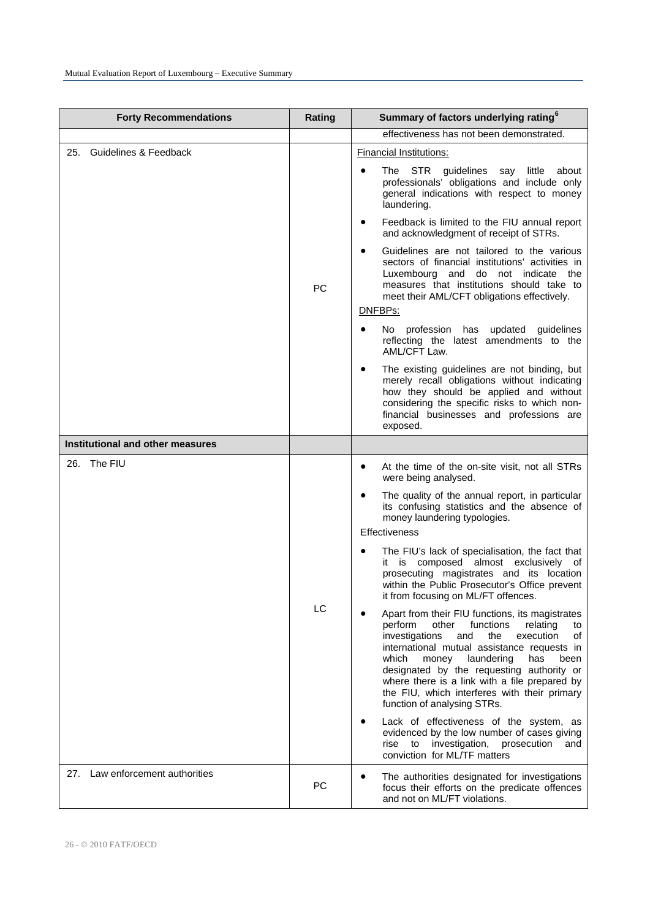| Forty Recommendations | Rating | Summary of factors underlying rating[6] |
|---|---|---|
| | | effectiveness has not been demonstrated. |
| 25. Guidelines & Feedback | PC | Financial Institutions:<br>• The STR guidelines say little about professionals' obligations and include only general indications with respect to money laundering.<br>• Feedback is limited to the FIU annual report and acknowledgment of receipt of STRs.<br>• Guidelines are not tailored to the various sectors of financial institutions' activities in Luxembourg and do not indicate the measures that institutions should take to meet their AML/CFT obligations effectively.<br>DNFBPs:<br>• No profession has updated guidelines reflecting the latest amendments to the AML/CFT Law.<br>• The existing guidelines are not binding, but merely recall obligations without indicating how they should be applied and without considering the specific risks to which non-financial businesses and professions are exposed. |
| **Institutional and other measures** | | |
| 26. The FIU | LC | • At the time of the on-site visit, not all STRs were being analysed.<br>• The quality of the annual report, in particular its confusing statistics and the absence of money laundering typologies.<br>Effectiveness<br>• The FIU's lack of specialisation, the fact that it is composed almost exclusively of prosecuting magistrates and its location within the Public Prosecutor's Office prevent it from focusing on ML/FT offences.<br>• Apart from their FIU functions, its magistrates perform other functions relating to investigations and the execution of international mutual assistance requests in which money laundering has been designated by the requesting authority or where there is a link with a file prepared by the FIU, which interferes with their primary function of analysing STRs.<br>• Lack of effectiveness of the system, as evidenced by the low number of cases giving rise to investigation, prosecution and conviction for ML/TF matters |
| 27. Law enforcement authorities | PC | • The authorities designated for investigations focus their efforts on the predicate offences and not on ML/FT violations. |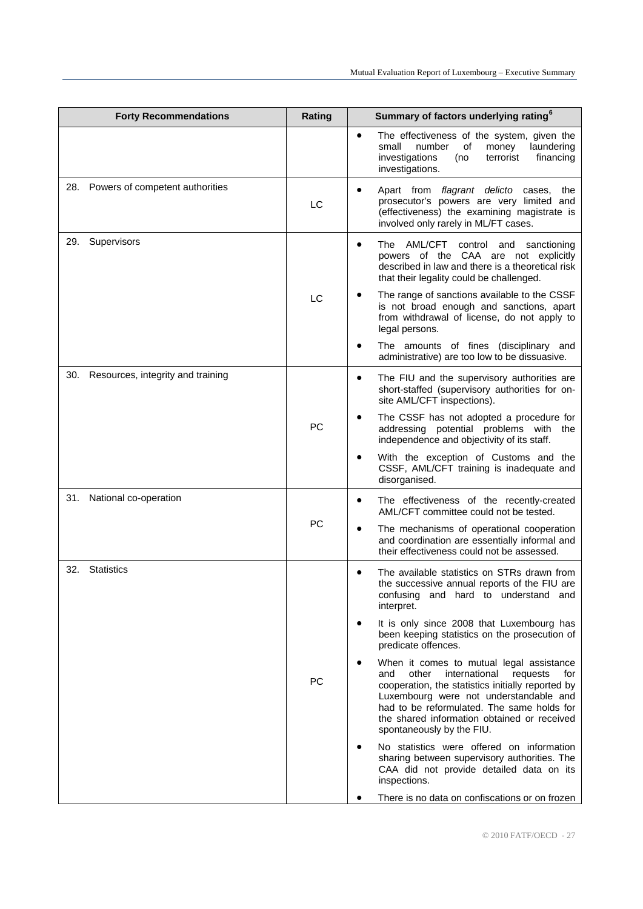| Forty Recommendations | Rating | Summary of factors underlying rating[6] |
|---|---|---|
| | | • The effectiveness of the system, given the small number of money laundering investigations (no terrorist financing investigations. |
| 28. Powers of competent authorities | LC | • Apart from *flagrant delicto* cases, the prosecutor's powers are very limited and (effectiveness) the examining magistrate is involved only rarely in ML/FT cases. |
| 29. Supervisors | LC | • The AML/CFT control and sanctioning powers of the CAA are not explicitly described in law and there is a theoretical risk that their legality could be challenged.<br>• The range of sanctions available to the CSSF is not broad enough and sanctions, apart from withdrawal of license, do not apply to legal persons.<br>• The amounts of fines (disciplinary and administrative) are too low to be dissuasive. |
| 30. Resources, integrity and training | PC | • The FIU and the supervisory authorities are short-staffed (supervisory authorities for on-site AML/CFT inspections).<br>• The CSSF has not adopted a procedure for addressing potential problems with the independence and objectivity of its staff.<br>• With the exception of Customs and the CSSF, AML/CFT training is inadequate and disorganised. |
| 31. National co-operation | PC | • The effectiveness of the recently-created AML/CFT committee could not be tested.<br>• The mechanisms of operational cooperation and coordination are essentially informal and their effectiveness could not be assessed. |
| 32. Statistics | PC | • The available statistics on STRs drawn from the successive annual reports of the FIU are confusing and hard to understand and interpret.<br>• It is only since 2008 that Luxembourg has been keeping statistics on the prosecution of predicate offences.<br>• When it comes to mutual legal assistance and other international requests for cooperation, the statistics initially reported by Luxembourg were not understandable and had to be reformulated. The same holds for the shared information obtained or received spontaneously by the FIU.<br>• No statistics were offered on information sharing between supervisory authorities. The CAA did not provide detailed data on its inspections.<br>• There is no data on confiscations or on frozen |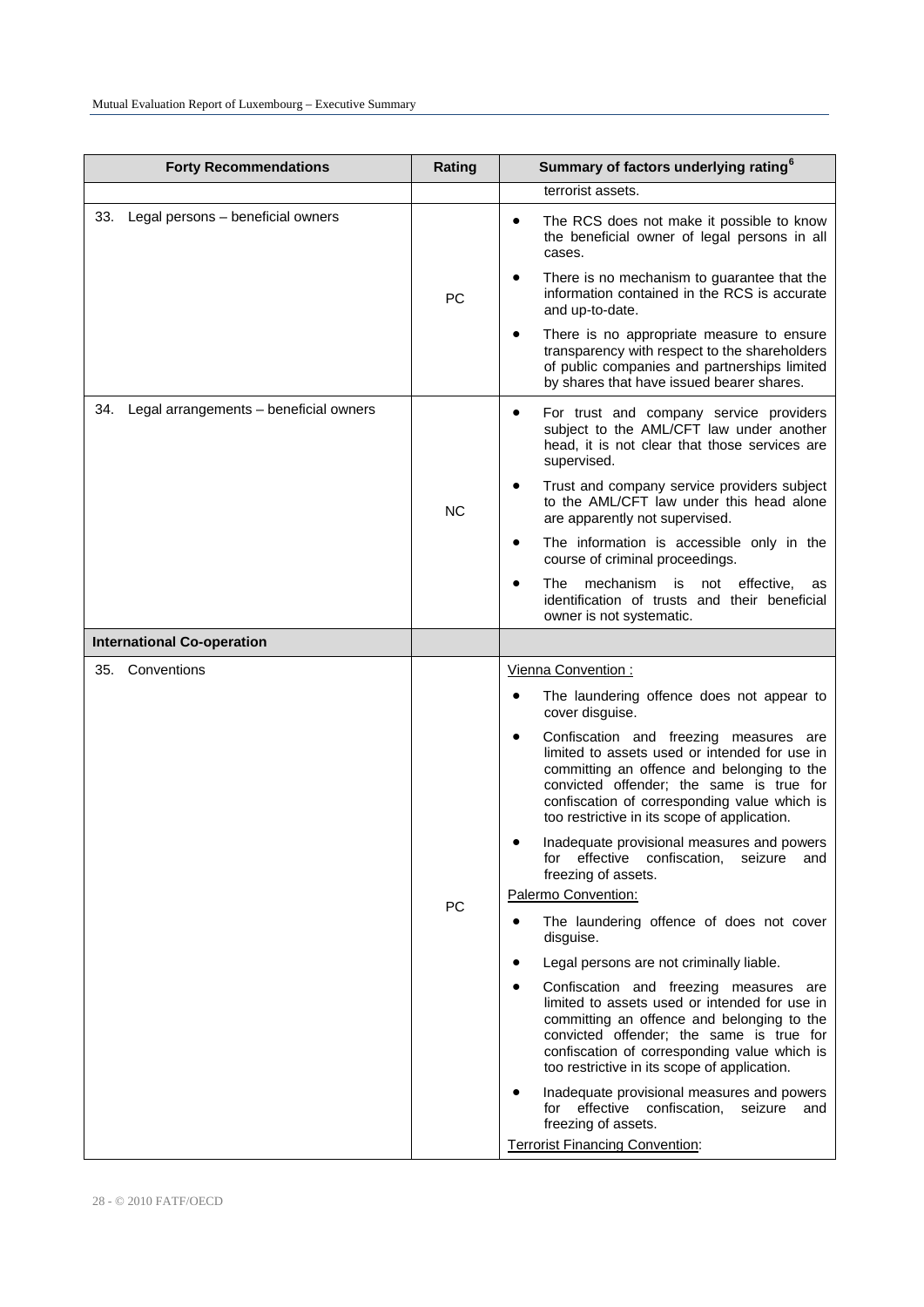| Forty Recommendations | Rating | Summary of factors underlying rating[6] |
|---|---|---|
| | | terrorist assets. |
| 33. Legal persons – beneficial owners | PC | • The RCS does not make it possible to know the beneficial owner of legal persons in all cases.<br>• There is no mechanism to guarantee that the information contained in the RCS is accurate and up-to-date.<br>• There is no appropriate measure to ensure transparency with respect to the shareholders of public companies and partnerships limited by shares that have issued bearer shares. |
| 34. Legal arrangements – beneficial owners | NC | • For trust and company service providers subject to the AML/CFT law under another head, it is not clear that those services are supervised.<br>• Trust and company service providers subject to the AML/CFT law under this head alone are apparently not supervised.<br>• The information is accessible only in the course of criminal proceedings.<br>• The mechanism is not effective, as identification of trusts and their beneficial owner is not systematic. |
| **International Co-operation** | | |
| 35. Conventions | PC | Vienna Convention :<br>• The laundering offence does not appear to cover disguise.<br>• Confiscation and freezing measures are limited to assets used or intended for use in committing an offence and belonging to the convicted offender; the same is true for confiscation of corresponding value which is too restrictive in its scope of application.<br>• Inadequate provisional measures and powers for effective confiscation, seizure and freezing of assets.<br>Palermo Convention:<br>• The laundering offence of does not cover disguise.<br>• Legal persons are not criminally liable.<br>• Confiscation and freezing measures are limited to assets used or intended for use in committing an offence and belonging to the convicted offender; the same is true for confiscation of corresponding value which is too restrictive in its scope of application.<br>• Inadequate provisional measures and powers for effective confiscation, seizure and freezing of assets.<br>Terrorist Financing Convention: |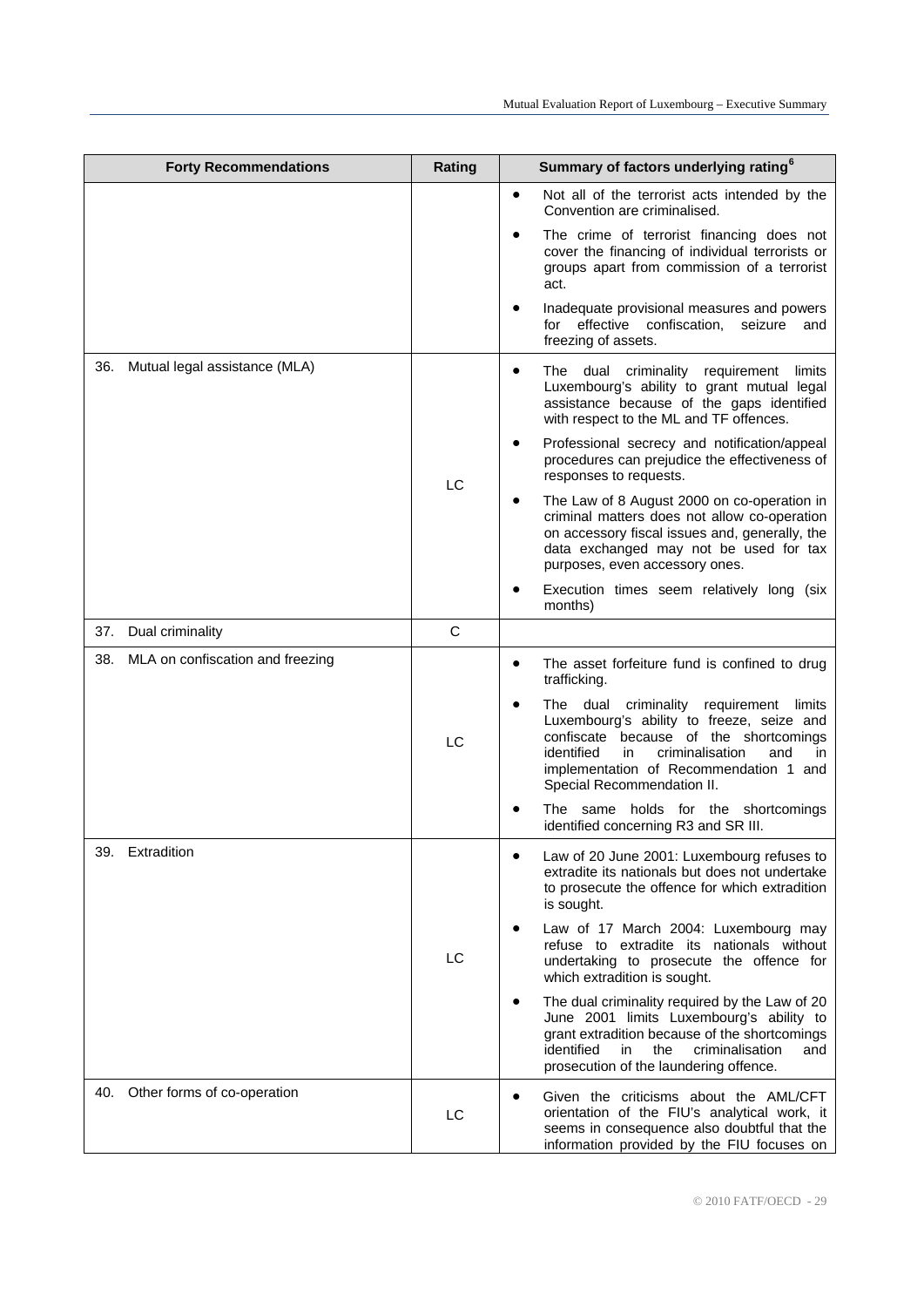| Forty Recommendations | Rating | Summary of factors underlying rating[6] |
|---|---|---|
| | | • Not all of the terrorist acts intended by the Convention are criminalised.<br>• The crime of terrorist financing does not cover the financing of individual terrorists or groups apart from commission of a terrorist act.<br>• Inadequate provisional measures and powers for effective confiscation, seizure and freezing of assets. |
| 36. Mutual legal assistance (MLA) | LC | • The dual criminality requirement limits Luxembourg's ability to grant mutual legal assistance because of the gaps identified with respect to the ML and TF offences.<br>• Professional secrecy and notification/appeal procedures can prejudice the effectiveness of responses to requests.<br>• The Law of 8 August 2000 on co-operation in criminal matters does not allow co-operation on accessory fiscal issues and, generally, the data exchanged may not be used for tax purposes, even accessory ones.<br>• Execution times seem relatively long (six months) |
| 37. Dual criminality | C | |
| 38. MLA on confiscation and freezing | LC | • The asset forfeiture fund is confined to drug trafficking.<br>• The dual criminality requirement limits Luxembourg's ability to freeze, seize and confiscate because of the shortcomings identified in criminalisation and in implementation of Recommendation 1 and Special Recommendation II.<br>• The same holds for the shortcomings identified concerning R3 and SR III. |
| 39. Extradition | LC | • Law of 20 June 2001: Luxembourg refuses to extradite its nationals but does not undertake to prosecute the offence for which extradition is sought.<br>• Law of 17 March 2004: Luxembourg may refuse to extradite its nationals without undertaking to prosecute the offence for which extradition is sought.<br>• The dual criminality required by the Law of 20 June 2001 limits Luxembourg's ability to grant extradition because of the shortcomings identified in the criminalisation and prosecution of the laundering offence. |
| 40. Other forms of co-operation | LC | • Given the criticisms about the AML/CFT orientation of the FIU's analytical work, it seems in consequence also doubtful that the information provided by the FIU focuses on |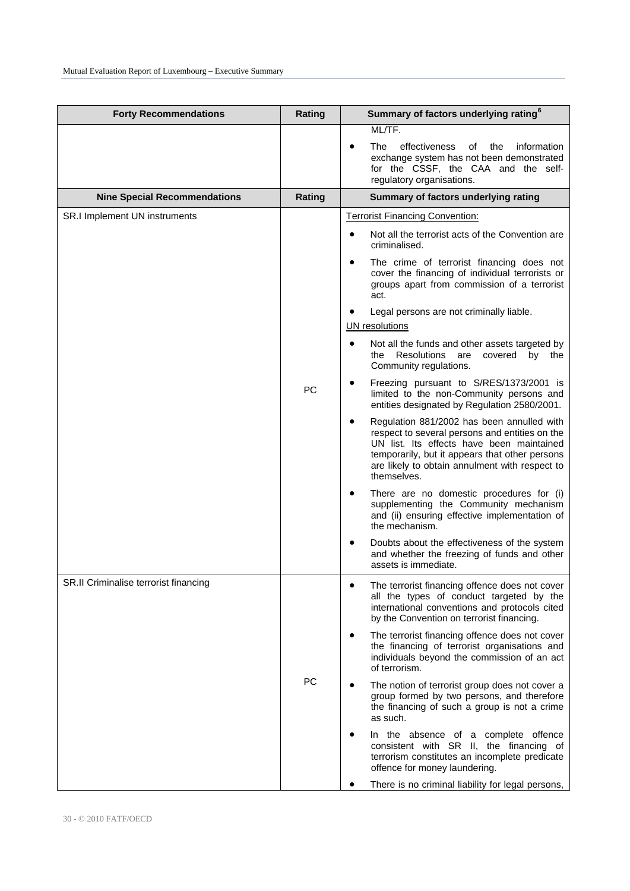| Forty Recommendations | Rating | Summary of factors underlying rating[6] |
|---|---|---|
| | | ML/TF.<br>• The effectiveness of the information exchange system has not been demonstrated for the CSSF, the CAA and the self-regulatory organisations. |
| **Nine Special Recommendations** | **Rating** | **Summary of factors underlying rating** |
| SR.I Implement UN instruments | PC | Terrorist Financing Convention:<br>• Not all the terrorist acts of the Convention are criminalised.<br>• The crime of terrorist financing does not cover the financing of individual terrorists or groups apart from commission of a terrorist act.<br>• Legal persons are not criminally liable.<br>UN resolutions<br>• Not all the funds and other assets targeted by the Resolutions are covered by the Community regulations.<br>• Freezing pursuant to S/RES/1373/2001 is limited to the non-Community persons and entities designated by Regulation 2580/2001.<br>• Regulation 881/2002 has been annulled with respect to several persons and entities on the UN list. Its effects have been maintained temporarily, but it appears that other persons are likely to obtain annulment with respect to themselves.<br>• There are no domestic procedures for (i) supplementing the Community mechanism and (ii) ensuring effective implementation of the mechanism.<br>• Doubts about the effectiveness of the system and whether the freezing of funds and other assets is immediate. |
| SR.II Criminalise terrorist financing | PC | • The terrorist financing offence does not cover all the types of conduct targeted by the international conventions and protocols cited by the Convention on terrorist financing.<br>• The terrorist financing offence does not cover the financing of terrorist organisations and individuals beyond the commission of an act of terrorism.<br>• The notion of terrorist group does not cover a group formed by two persons, and therefore the financing of such a group is not a crime as such.<br>• In the absence of a complete offence consistent with SR II, the financing of terrorism constitutes an incomplete predicate offence for money laundering.<br>• There is no criminal liability for legal persons, |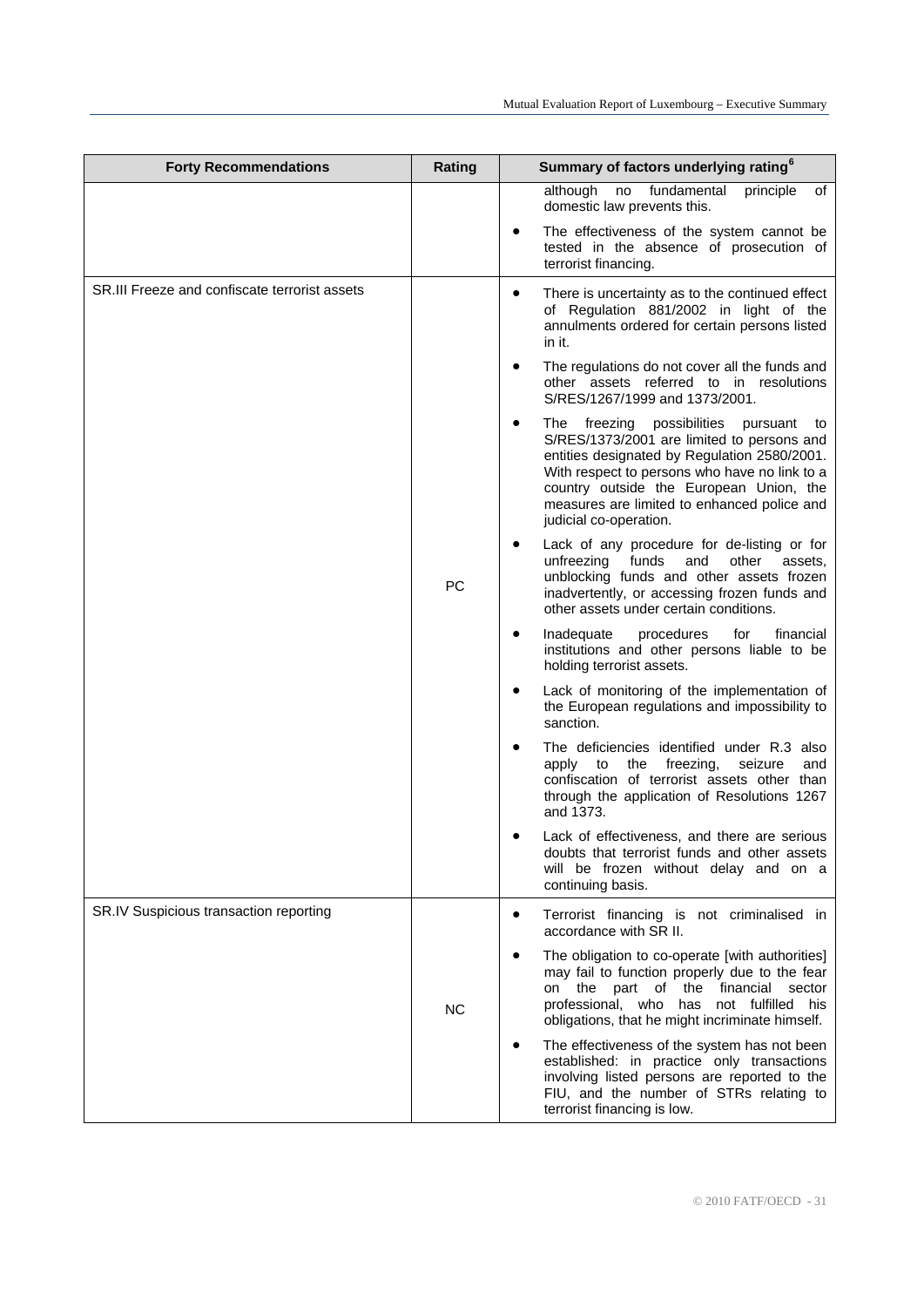| Forty Recommendations | Rating | Summary of factors underlying rating[6] |
|---|---|---|
| | | although no fundamental principle of domestic law prevents this.<br>• The effectiveness of the system cannot be tested in the absence of prosecution of terrorist financing. |
| SR.III Freeze and confiscate terrorist assets | PC | • There is uncertainty as to the continued effect of Regulation 881/2002 in light of the annulments ordered for certain persons listed in it.<br>• The regulations do not cover all the funds and other assets referred to in resolutions S/RES/1267/1999 and 1373/2001.<br>• The freezing possibilities pursuant to S/RES/1373/2001 are limited to persons and entities designated by Regulation 2580/2001. With respect to persons who have no link to a country outside the European Union, the measures are limited to enhanced police and judicial co-operation.<br>• Lack of any procedure for de-listing or for unfreezing funds and other assets, unblocking funds and other assets frozen inadvertently, or accessing frozen funds and other assets under certain conditions.<br>• Inadequate procedures for financial institutions and other persons liable to be holding terrorist assets.<br>• Lack of monitoring of the implementation of the European regulations and impossibility to sanction.<br>• The deficiencies identified under R.3 also apply to the freezing, seizure and confiscation of terrorist assets other than through the application of Resolutions 1267 and 1373.<br>• Lack of effectiveness, and there are serious doubts that terrorist funds and other assets will be frozen without delay and on a continuing basis. |
| SR.IV Suspicious transaction reporting | NC | • Terrorist financing is not criminalised in accordance with SR II.<br>• The obligation to co-operate [with authorities] may fail to function properly due to the fear on the part of the financial sector professional, who has not fulfilled his obligations, that he might incriminate himself.<br>• The effectiveness of the system has not been established: in practice only transactions involving listed persons are reported to the FIU, and the number of STRs relating to terrorist financing is low. |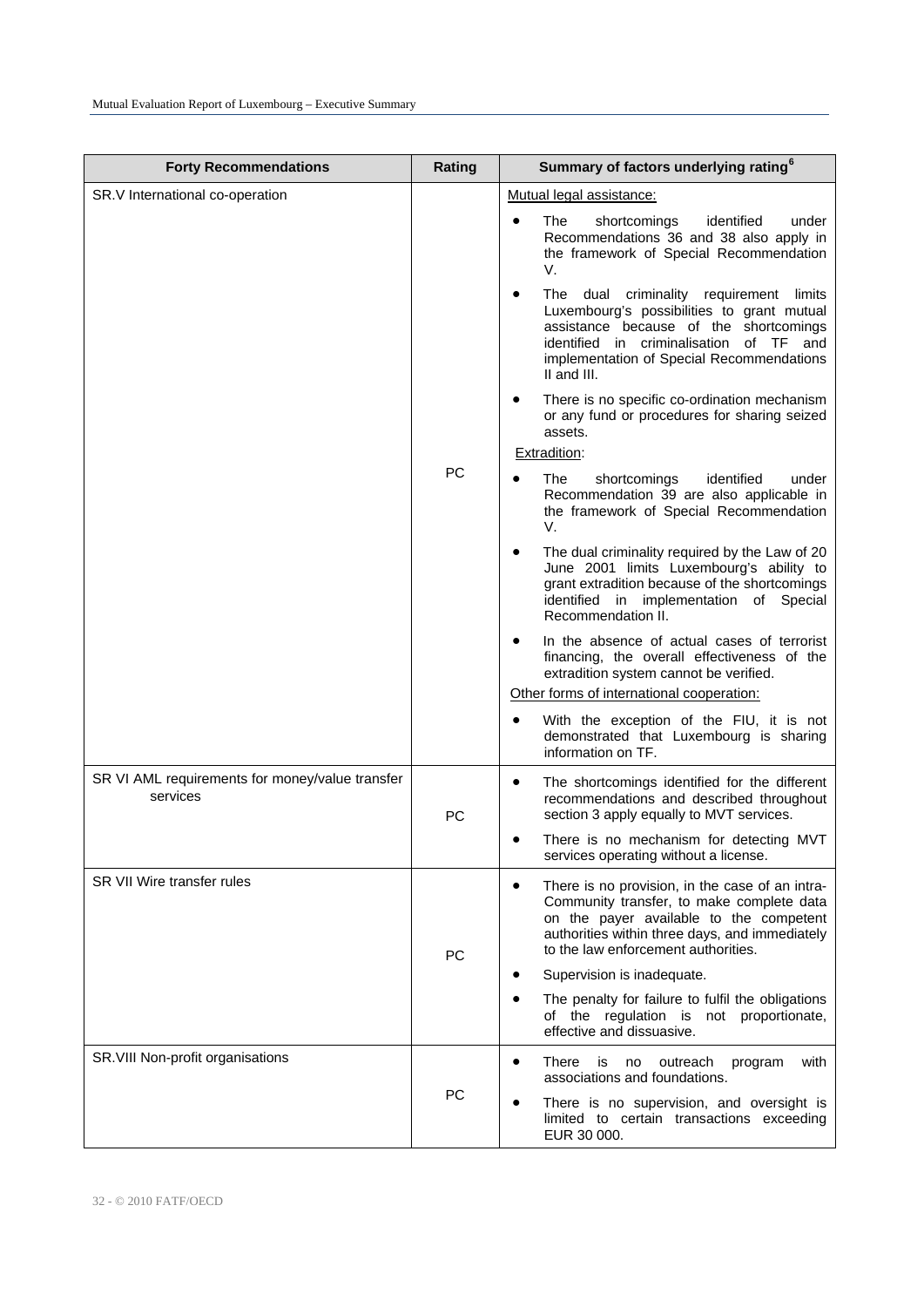| Forty Recommendations | Rating | Summary of factors underlying rating[6] |
|---|---|---|
| SR.V International co-operation | PC | Mutual legal assistance:<br>• The shortcomings identified under Recommendations 36 and 38 also apply in the framework of Special Recommendation V.<br>• The dual criminality requirement limits Luxembourg's possibilities to grant mutual assistance because of the shortcomings identified in criminalisation of TF and implementation of Special Recommendations II and III.<br>• There is no specific co-ordination mechanism or any fund or procedures for sharing seized assets.<br>Extradition:<br>• The shortcomings identified under Recommendation 39 are also applicable in the framework of Special Recommendation V.<br>• The dual criminality required by the Law of 20 June 2001 limits Luxembourg's ability to grant extradition because of the shortcomings identified in implementation of Special Recommendation II.<br>• In the absence of actual cases of terrorist financing, the overall effectiveness of the extradition system cannot be verified.<br>Other forms of international cooperation:<br>• With the exception of the FIU, it is not demonstrated that Luxembourg is sharing information on TF. |
| SR VI AML requirements for money/value transfer services | PC | • The shortcomings identified for the different recommendations and described throughout section 3 apply equally to MVT services.<br>• There is no mechanism for detecting MVT services operating without a license. |
| SR VII Wire transfer rules | PC | • There is no provision, in the case of an intra-Community transfer, to make complete data on the payer available to the competent authorities within three days, and immediately to the law enforcement authorities.<br>• Supervision is inadequate.<br>• The penalty for failure to fulfil the obligations of the regulation is not proportionate, effective and dissuasive. |
| SR.VIII Non-profit organisations | PC | • There is no outreach program with associations and foundations.<br>• There is no supervision, and oversight is limited to certain transactions exceeding EUR 30 000. |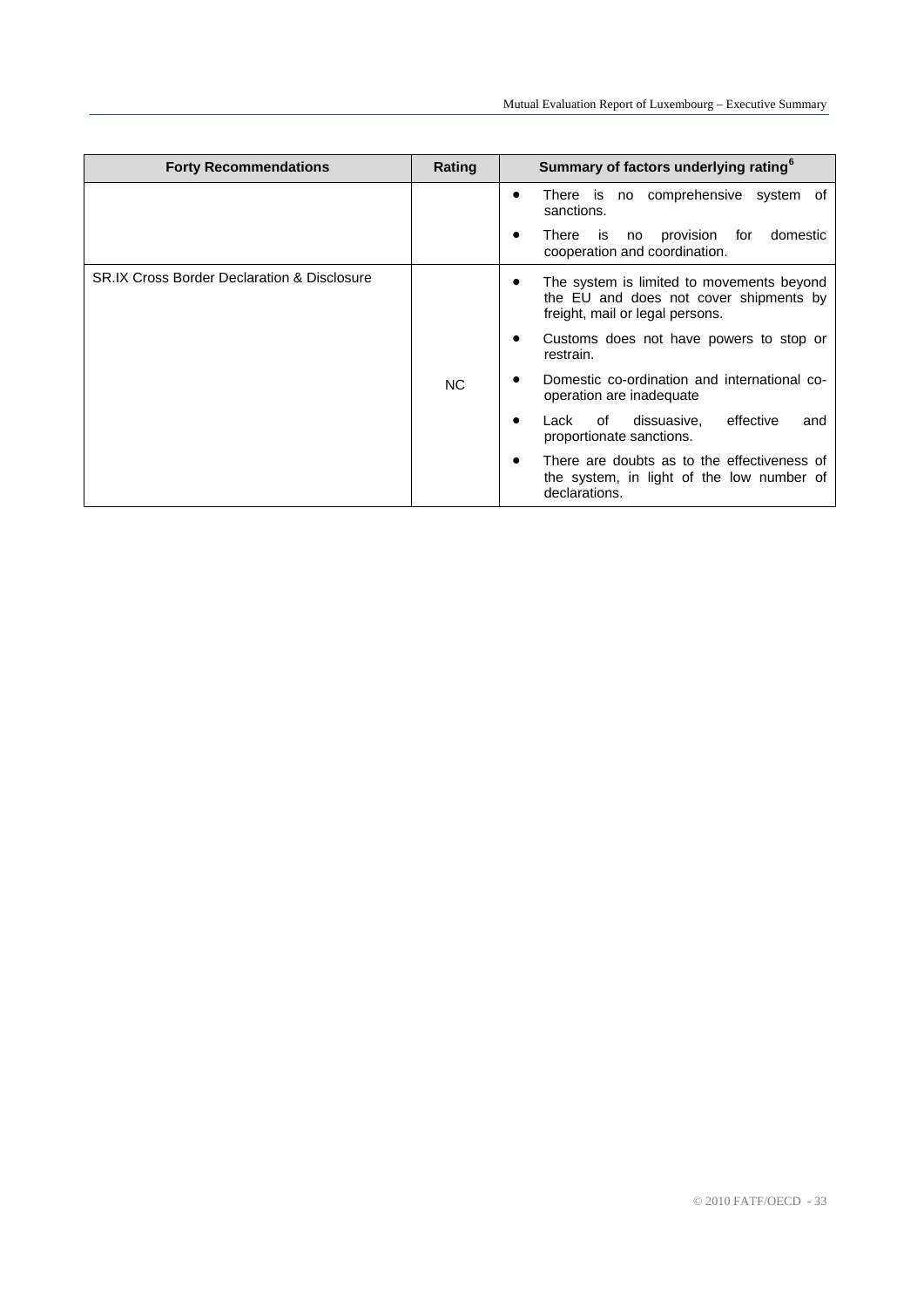| Forty Recommendations | Rating | Summary of factors underlying rating[6] |
|---|---|---|
| | | • There is no comprehensive system of sanctions.<br>• There is no provision for domestic cooperation and coordination. |
| SR.IX Cross Border Declaration & Disclosure | NC | • The system is limited to movements beyond the EU and does not cover shipments by freight, mail or legal persons.<br>• Customs does not have powers to stop or restrain.<br>• Domestic co-ordination and international co-operation are inadequate<br>• Lack of dissuasive, effective and proportionate sanctions.<br>• There are doubts as to the effectiveness of the system, in light of the low number of declarations. |